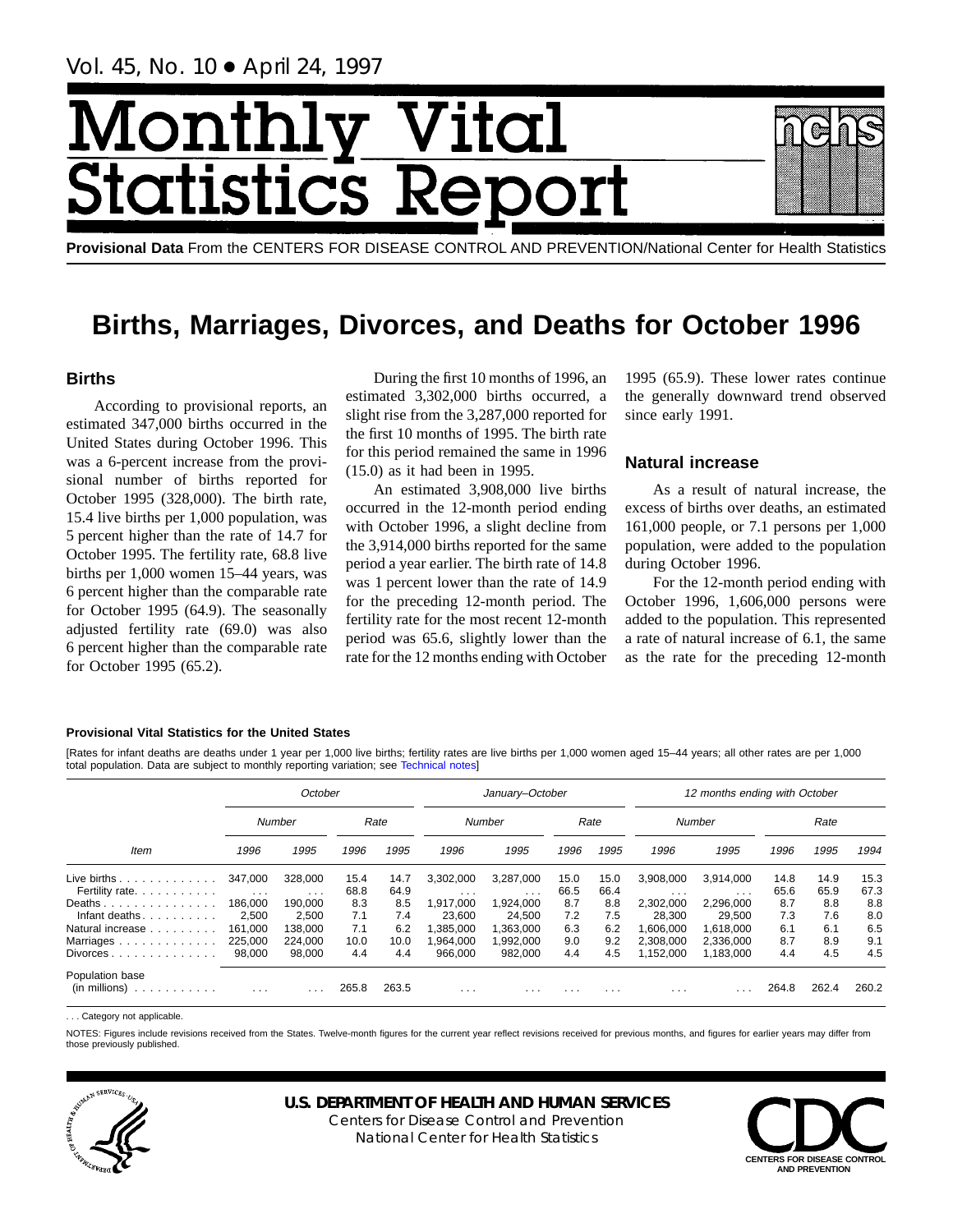Vol. 45, No. 10 • April 24, 1997

# Monthly Vital Statistics Report

**Provisional Data** From the CENTERS FOR DISEASE CONTROL AND PREVENTION/National Center for Health Statistics

# Births, Marriages, Divorces, and Deaths for October 1996

## Births

According to provisional reports, an estimated 347,000 births occurred in the United States during October 1996. This was a 6-percent increase from the provisional number of births reported for October 1995 (328,000). The birth rate, 15.4 live births per 1,000 population, was 5 percent higher than the rate of 14.7 for October 1995. The fertility rate, 68.8 live births per 1,000 women 15–44 years, was 6 percent higher than the comparable rate for October 1995 (64.9). The seasonally adjusted fertility rate (69.0) was also 6 percent higher than the comparable rate for October 1995 (65.2).

During the first 10 months of 1996, an estimated 3,302,000 births occurred, a slight rise from the 3,287,000 reported for the first 10 months of 1995. The birth rate for this period remained the same in 1996 (15.0) as it had been in 1995.

An estimated 3,908,000 live births occurred in the 12-month period ending with October 1996, a slight decline from the 3,914,000 births reported for the same period a year earlier. The birth rate of 14.8 was 1 percent lower than the rate of 14.9 for the preceding 12-month period. The fertility rate for the most recent 12-month period was 65.6, slightly lower than the rate for the 12 months ending with October 1995 (65.9). These lower rates continue the generally downward trend observed since early 1991.

## Natural increase

As a result of natural increase, the excess of births over deaths, an estimated 161,000 people, or 7.1 persons per 1,000 population, were added to the population during October 1996.

For the 12-month period ending with October 1996, 1,606,000 persons were added to the population. This represented a rate of natural increase of 6.1, the same as the rate for the preceding 12-month

**Provisional Vital Statistics for the United States**

[Rates for infant deaths are deaths under 1 year per 1,000 live births; fertility rates are live births per 1,000 women aged 15–44 years; all other rates are per 1,000 total population. Data are subject to monthly reporting variation; see Technical notes]

| Item | October | | | | January–October | | | | 12 months ending with October | | | | |
|---|---|---|---|---|---|---|---|---|---|---|---|---|---|
| | Number | | Rate | | Number | | Rate | | Number | | Rate | | |
| | 1996 | 1995 | 1996 | 1995 | 1996 | 1995 | 1996 | 1995 | 1996 | 1995 | 1996 | 1995 | 1994 |
| Live births | 347,000 | 328,000 | 15.4 | 14.7 | 3,302,000 | 3,287,000 | 15.0 | 15.0 | 3,908,000 | 3,914,000 | 14.8 | 14.9 | 15.3 |
| Fertility rate | . . . | . . . | 68.8 | 64.9 | . . . | . . . | 66.5 | 66.4 | . . . | . . . | 65.6 | 65.9 | 67.3 |
| Deaths | 186,000 | 190,000 | 8.3 | 8.5 | 1,917,000 | 1,924,000 | 8.7 | 8.8 | 2,302,000 | 2,296,000 | 8.7 | 8.8 | 8.8 |
| Infant deaths | 2,500 | 2,500 | 7.1 | 7.4 | 23,600 | 24,500 | 7.2 | 7.5 | 28,300 | 29,500 | 7.3 | 7.6 | 8.0 |
| Natural increase | 161,000 | 138,000 | 7.1 | 6.2 | 1,385,000 | 1,363,000 | 6.3 | 6.2 | 1,606,000 | 1,618,000 | 6.1 | 6.1 | 6.5 |
| Marriages | 225,000 | 224,000 | 10.0 | 10.0 | 1,964,000 | 1,992,000 | 9.0 | 9.2 | 2,308,000 | 2,336,000 | 8.7 | 8.9 | 9.1 |
| Divorces | 98,000 | 98,000 | 4.4 | 4.4 | 966,000 | 982,000 | 4.4 | 4.5 | 1,152,000 | 1,183,000 | 4.4 | 4.5 | 4.5 |
| Population base (in millions) | . . . | . . . | 265.8 | 263.5 | . . . | . . . | . . . | . . . | . . . | . . . | 264.8 | 262.4 | 260.2 |

. . . Category not applicable.

NOTES: Figures include revisions received from the States. Twelve-month figures for the current year reflect revisions received for previous months, and figures for earlier years may differ from those previously published.

**U.S. DEPARTMENT OF HEALTH AND HUMAN SERVICES**
Centers for Disease Control and Prevention
National Center for Health Statistics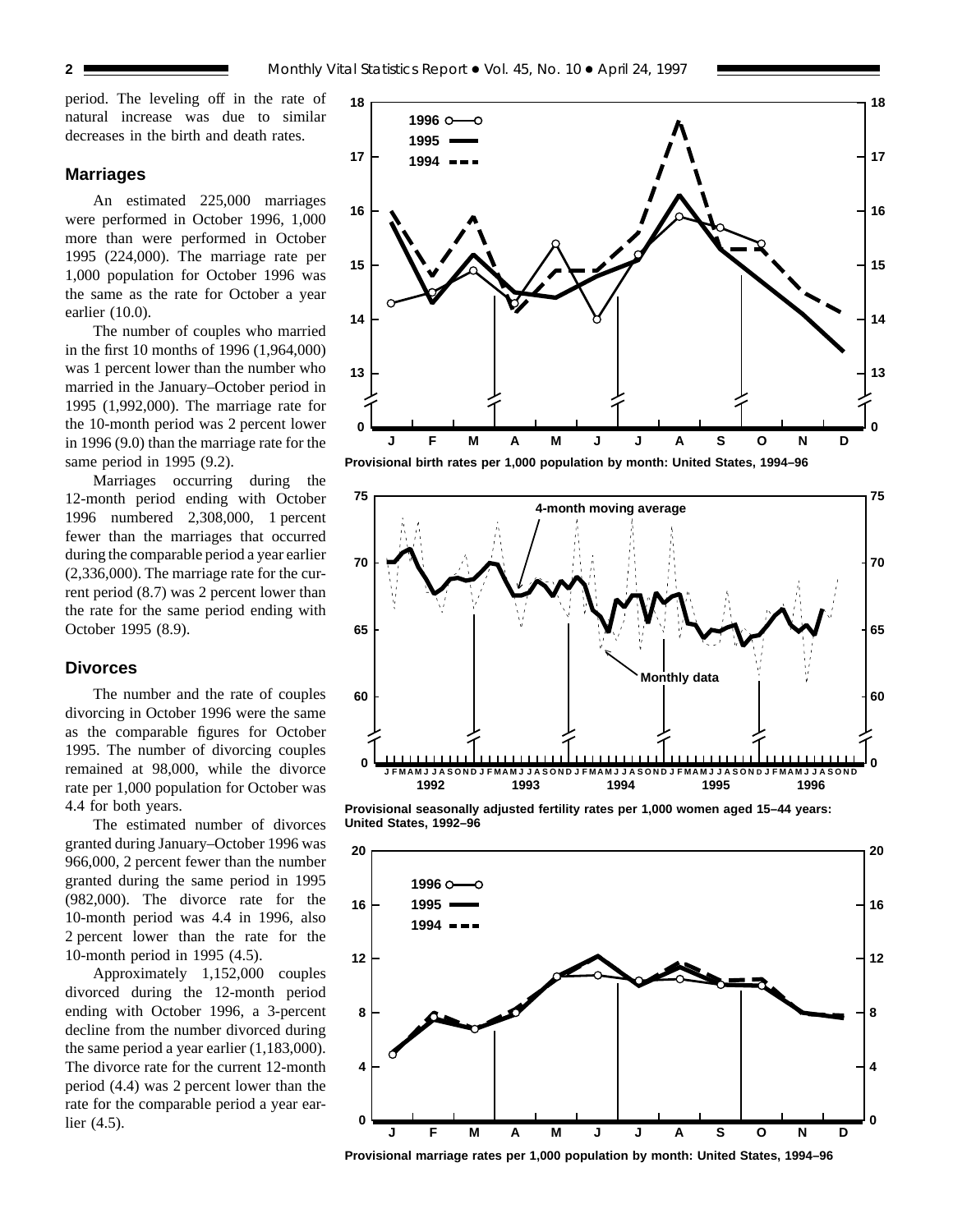period. The leveling off in the rate of natural increase was due to similar decreases in the birth and death rates.

## Marriages

An estimated 225,000 marriages were performed in October 1996, 1,000 more than were performed in October 1995 (224,000). The marriage rate per 1,000 population for October 1996 was the same as the rate for October a year earlier (10.0).

The number of couples who married in the first 10 months of 1996 (1,964,000) was 1 percent lower than the number who married in the January–October period in 1995 (1,992,000). The marriage rate for the 10-month period was 2 percent lower in 1996 (9.0) than the marriage rate for the same period in 1995 (9.2).

Marriages occurring during the 12-month period ending with October 1996 numbered 2,308,000, 1 percent fewer than the marriages that occurred during the comparable period a year earlier (2,336,000). The marriage rate for the current period (8.7) was 2 percent lower than the rate for the same period ending with October 1995 (8.9).

## Divorces

The number and the rate of couples divorcing in October 1996 were the same as the comparable figures for October 1995. The number of divorcing couples remained at 98,000, while the divorce rate per 1,000 population for October was 4.4 for both years.

The estimated number of divorces granted during January–October 1996 was 966,000, 2 percent fewer than the number granted during the same period in 1995 (982,000). The divorce rate for the 10-month period was 4.4 in 1996, also 2 percent lower than the rate for the 10-month period in 1995 (4.5).

Approximately 1,152,000 couples divorced during the 12-month period ending with October 1996, a 3-percent decline from the number divorced during the same period a year earlier (1,183,000). The divorce rate for the current 12-month period (4.4) was 2 percent lower than the rate for the comparable period a year earlier (4.5).

**Provisional birth rates per 1,000 population by month: United States, 1994–96**

**Provisional seasonally adjusted fertility rates per 1,000 women aged 15–44 years: United States, 1992–96**

**Provisional marriage rates per 1,000 population by month: United States, 1994–96**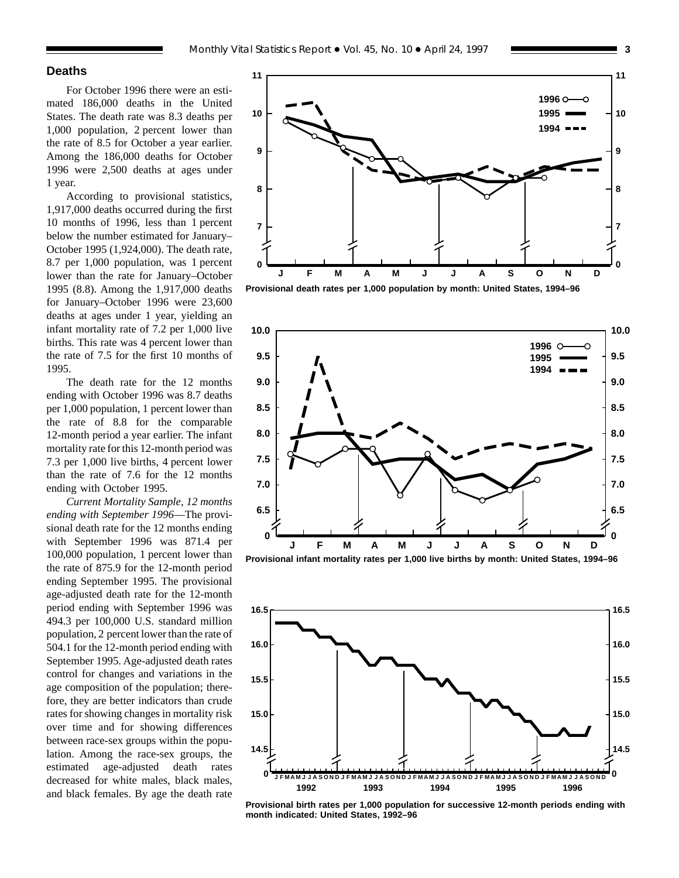## Deaths

For October 1996 there were an estimated 186,000 deaths in the United States. The death rate was 8.3 deaths per 1,000 population, 2 percent lower than the rate of 8.5 for October a year earlier. Among the 186,000 deaths for October 1996 were 2,500 deaths at ages under 1 year.

According to provisional statistics, 1,917,000 deaths occurred during the first 10 months of 1996, less than 1 percent below the number estimated for January–October 1995 (1,924,000). The death rate, 8.7 per 1,000 population, was 1 percent lower than the rate for January–October 1995 (8.8). Among the 1,917,000 deaths for January–October 1996 were 23,600 deaths at ages under 1 year, yielding an infant mortality rate of 7.2 per 1,000 live births. This rate was 4 percent lower than the rate of 7.5 for the first 10 months of 1995.

The death rate for the 12 months ending with October 1996 was 8.7 deaths per 1,000 population, 1 percent lower than the rate of 8.8 for the comparable 12-month period a year earlier. The infant mortality rate for this 12-month period was 7.3 per 1,000 live births, 4 percent lower than the rate of 7.6 for the 12 months ending with October 1995.

*Current Mortality Sample, 12 months ending with September 1996*—The provisional death rate for the 12 months ending with September 1996 was 871.4 per 100,000 population, 1 percent lower than the rate of 875.9 for the 12-month period ending September 1995. The provisional age-adjusted death rate for the 12-month period ending with September 1996 was 494.3 per 100,000 U.S. standard million population, 2 percent lower than the rate of 504.1 for the 12-month period ending with September 1995. Age-adjusted death rates control for changes and variations in the age composition of the population; therefore, they are better indicators than crude rates for showing changes in mortality risk over time and for showing differences between race-sex groups within the population. Among the race-sex groups, the estimated age-adjusted death rates decreased for white males, black males, and black females. By age the death rate

**Provisional death rates per 1,000 population by month: United States, 1994–96**

**Provisional infant mortality rates per 1,000 live births by month: United States, 1994–96**

**Provisional birth rates per 1,000 population for successive 12-month periods ending with month indicated: United States, 1992–96**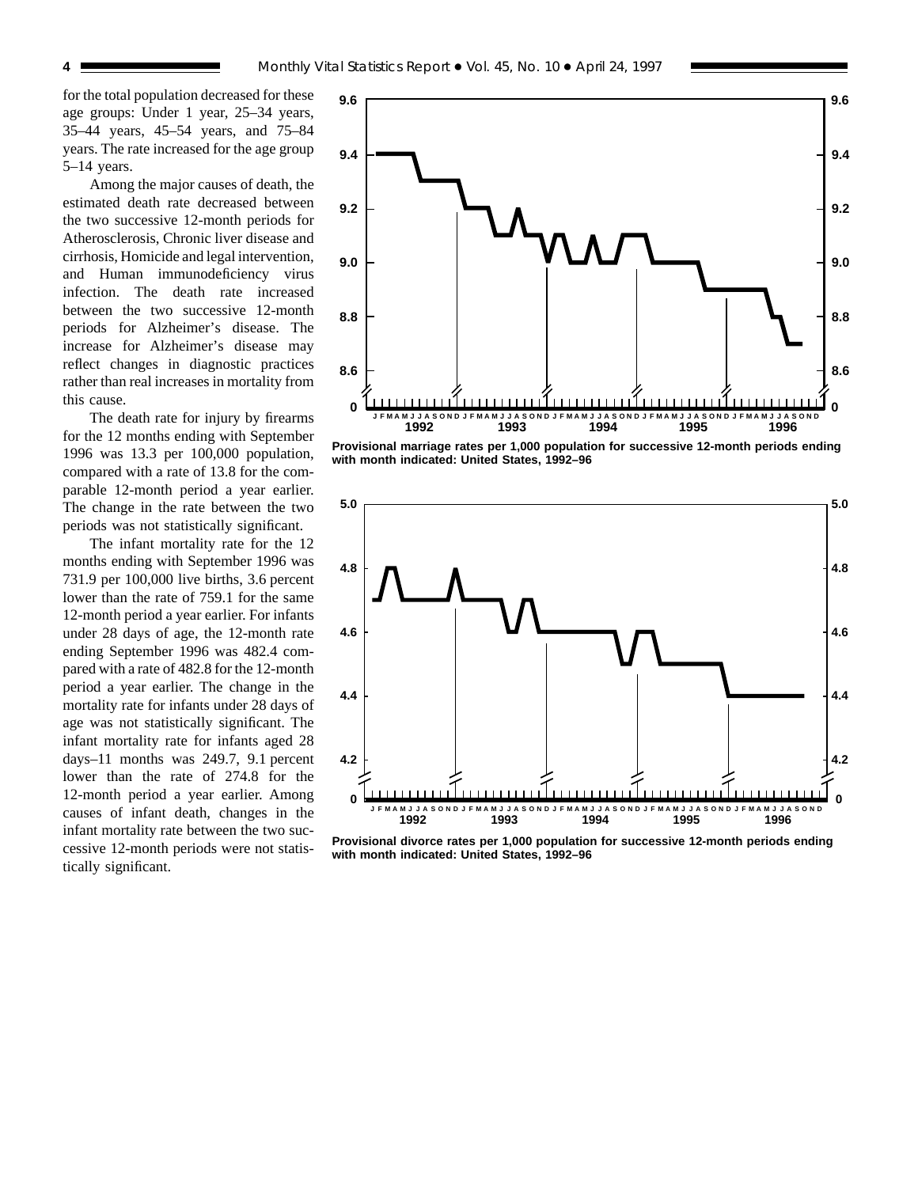for the total population decreased for these age groups: Under 1 year, 25–34 years, 35–44 years, 45–54 years, and 75–84 years. The rate increased for the age group 5–14 years.

Among the major causes of death, the estimated death rate decreased between the two successive 12-month periods for Atherosclerosis, Chronic liver disease and cirrhosis, Homicide and legal intervention, and Human immunodeficiency virus infection. The death rate increased between the two successive 12-month periods for Alzheimer's disease. The increase for Alzheimer's disease may reflect changes in diagnostic practices rather than real increases in mortality from this cause.

The death rate for injury by firearms for the 12 months ending with September 1996 was 13.3 per 100,000 population, compared with a rate of 13.8 for the comparable 12-month period a year earlier. The change in the rate between the two periods was not statistically significant.

The infant mortality rate for the 12 months ending with September 1996 was 731.9 per 100,000 live births, 3.6 percent lower than the rate of 759.1 for the same 12-month period a year earlier. For infants under 28 days of age, the 12-month rate ending September 1996 was 482.4 compared with a rate of 482.8 for the 12-month period a year earlier. The change in the mortality rate for infants under 28 days of age was not statistically significant. The infant mortality rate for infants aged 28 days–11 months was 249.7, 9.1 percent lower than the rate of 274.8 for the 12-month period a year earlier. Among causes of infant death, changes in the infant mortality rate between the two successive 12-month periods were not statistically significant.

**Provisional marriage rates per 1,000 population for successive 12-month periods ending with month indicated: United States, 1992–96**

**Provisional divorce rates per 1,000 population for successive 12-month periods ending with month indicated: United States, 1992–96**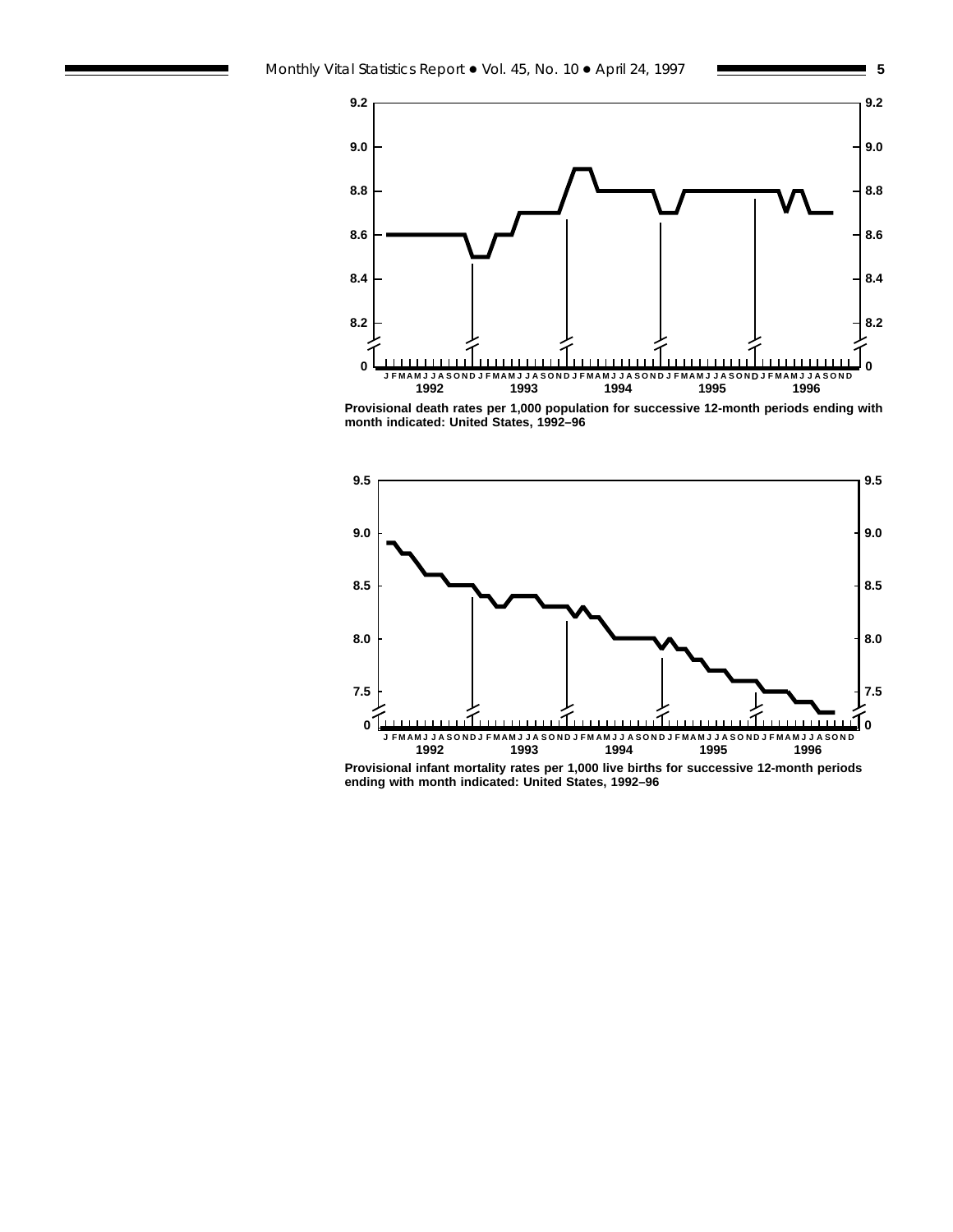Provisional death rates per 1,000 population for successive 12-month periods ending with month indicated: United States, 1992–96

Provisional infant mortality rates per 1,000 live births for successive 12-month periods ending with month indicated: United States, 1992–96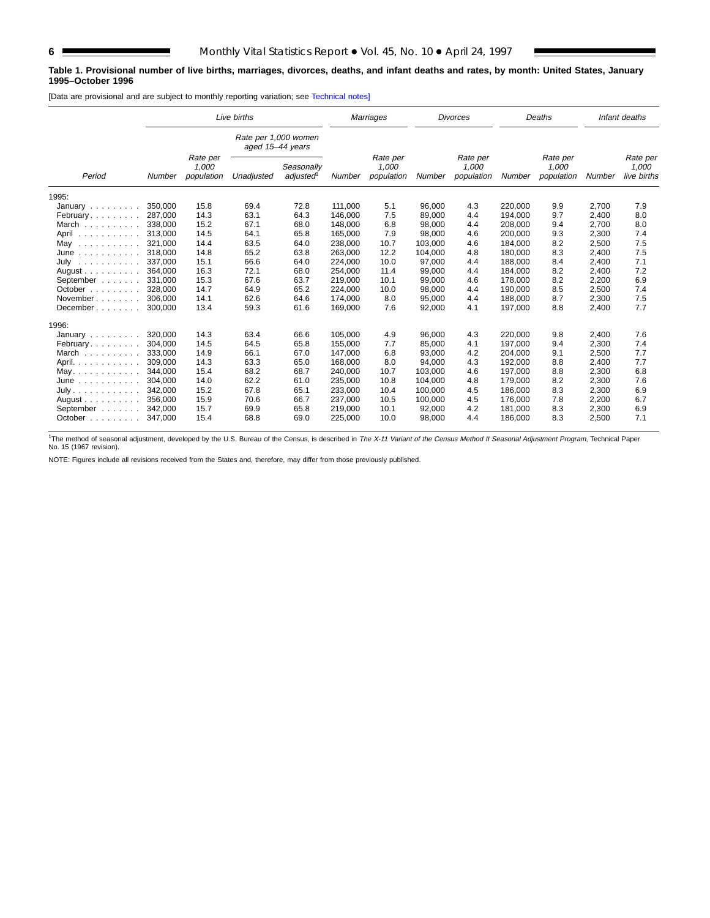**Table 1. Provisional number of live births, marriages, divorces, deaths, and infant deaths and rates, by month: United States, January 1995–October 1996**

[Data are provisional and are subject to monthly reporting variation; see Technical notes]

| Period | Live births | | | | Marriages | | Divorces | | Deaths | | Infant deaths | |
|---|---|---|---|---|---|---|---|---|---|---|---|---|
| | | | Rate per 1,000 women aged 15–44 years | | | | | | | | | |
| | Number | Rate per 1,000 population | Unadjusted | Seasonally adjusted[1] | Number | Rate per 1,000 population | Number | Rate per 1,000 population | Number | Rate per 1,000 population | Number | Rate per 1,000 live births |
| 1995: | | | | | | | | | | | | |
| January | 350,000 | 15.8 | 69.4 | 72.8 | 111,000 | 5.1 | 96,000 | 4.3 | 220,000 | 9.9 | 2,700 | 7.9 |
| February | 287,000 | 14.3 | 63.1 | 64.3 | 146,000 | 7.5 | 89,000 | 4.4 | 194,000 | 9.7 | 2,400 | 8.0 |
| March | 338,000 | 15.2 | 67.1 | 68.0 | 148,000 | 6.8 | 98,000 | 4.4 | 208,000 | 9.4 | 2,700 | 8.0 |
| April | 313,000 | 14.5 | 64.1 | 65.8 | 165,000 | 7.9 | 98,000 | 4.6 | 200,000 | 9.3 | 2,300 | 7.4 |
| May | 321,000 | 14.4 | 63.5 | 64.0 | 238,000 | 10.7 | 103,000 | 4.6 | 184,000 | 8.2 | 2,500 | 7.5 |
| June | 318,000 | 14.8 | 65.2 | 63.8 | 263,000 | 12.2 | 104,000 | 4.8 | 180,000 | 8.3 | 2,400 | 7.5 |
| July | 337,000 | 15.1 | 66.6 | 64.0 | 224,000 | 10.0 | 97,000 | 4.4 | 188,000 | 8.4 | 2,400 | 7.1 |
| August | 364,000 | 16.3 | 72.1 | 68.0 | 254,000 | 11.4 | 99,000 | 4.4 | 184,000 | 8.2 | 2,400 | 7.2 |
| September | 331,000 | 15.3 | 67.6 | 63.7 | 219,000 | 10.1 | 99,000 | 4.6 | 178,000 | 8.2 | 2,200 | 6.9 |
| October | 328,000 | 14.7 | 64.9 | 65.2 | 224,000 | 10.0 | 98,000 | 4.4 | 190,000 | 8.5 | 2,500 | 7.4 |
| November | 306,000 | 14.1 | 62.6 | 64.6 | 174,000 | 8.0 | 95,000 | 4.4 | 188,000 | 8.7 | 2,300 | 7.5 |
| December | 300,000 | 13.4 | 59.3 | 61.6 | 169,000 | 7.6 | 92,000 | 4.1 | 197,000 | 8.8 | 2,400 | 7.7 |
| 1996: | | | | | | | | | | | | |
| January | 320,000 | 14.3 | 63.4 | 66.6 | 105,000 | 4.9 | 96,000 | 4.3 | 220,000 | 9.8 | 2,400 | 7.6 |
| February | 304,000 | 14.5 | 64.5 | 65.8 | 155,000 | 7.7 | 85,000 | 4.1 | 197,000 | 9.4 | 2,300 | 7.4 |
| March | 333,000 | 14.9 | 66.1 | 67.0 | 147,000 | 6.8 | 93,000 | 4.2 | 204,000 | 9.1 | 2,500 | 7.7 |
| April | 309,000 | 14.3 | 63.3 | 65.0 | 168,000 | 8.0 | 94,000 | 4.3 | 192,000 | 8.8 | 2,400 | 7.7 |
| May | 344,000 | 15.4 | 68.2 | 68.7 | 240,000 | 10.7 | 103,000 | 4.6 | 197,000 | 8.8 | 2,300 | 6.8 |
| June | 304,000 | 14.0 | 62.2 | 61.0 | 235,000 | 10.8 | 104,000 | 4.8 | 179,000 | 8.2 | 2,300 | 7.6 |
| July | 342,000 | 15.2 | 67.8 | 65.1 | 233,000 | 10.4 | 100,000 | 4.5 | 186,000 | 8.3 | 2,300 | 6.9 |
| August | 356,000 | 15.9 | 70.6 | 66.7 | 237,000 | 10.5 | 100,000 | 4.5 | 176,000 | 7.8 | 2,200 | 6.7 |
| September | 342,000 | 15.7 | 69.9 | 65.8 | 219,000 | 10.1 | 92,000 | 4.2 | 181,000 | 8.3 | 2,300 | 6.9 |
| October | 347,000 | 15.4 | 68.8 | 69.0 | 225,000 | 10.0 | 98,000 | 4.4 | 186,000 | 8.3 | 2,500 | 7.1 |

[1]The method of seasonal adjustment, developed by the U.S. Bureau of the Census, is described in *The X-11 Variant of the Census Method II Seasonal Adjustment Program*, Technical Paper No. 15 (1967 revision).

NOTE: Figures include all revisions received from the States and, therefore, may differ from those previously published.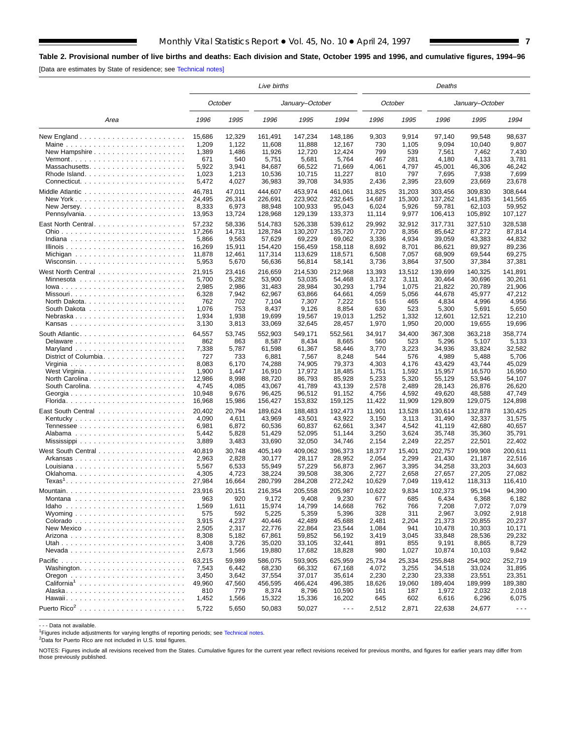**Table 2. Provisional number of live births and deaths: Each division and State, October 1995 and 1996, and cumulative figures, 1994–96**

[Data are estimates by State of residence; see Technical notes]

| Area | Live births | | | | | Deaths | | | | |
|---|---|---|---|---|---|---|---|---|---|---|
| | October | | January–October | | | October | | January–October | | |
| | 1996 | 1995 | 1996 | 1995 | 1994 | 1996 | 1995 | 1996 | 1995 | 1994 |
| New England | 15,686 | 12,329 | 161,491 | 147,234 | 148,186 | 9,303 | 9,914 | 97,140 | 99,548 | 98,637 |
| Maine | 1,209 | 1,122 | 11,608 | 11,888 | 12,167 | 730 | 1,105 | 9,094 | 10,040 | 9,807 |
| New Hampshire | 1,389 | 1,486 | 11,926 | 12,720 | 12,424 | 799 | 539 | 7,561 | 7,462 | 7,430 |
| Vermont | 671 | 540 | 5,751 | 5,681 | 5,764 | 467 | 281 | 4,180 | 4,133 | 3,781 |
| Massachusetts | 5,922 | 3,941 | 84,687 | 66,522 | 71,669 | 4,061 | 4,797 | 45,001 | 46,306 | 46,242 |
| Rhode Island | 1,023 | 1,213 | 10,536 | 10,715 | 11,227 | 810 | 797 | 7,695 | 7,938 | 7,699 |
| Connecticut | 5,472 | 4,027 | 36,983 | 39,708 | 34,935 | 2,436 | 2,395 | 23,609 | 23,669 | 23,678 |
| Middle Atlantic | 46,781 | 47,011 | 444,607 | 453,974 | 461,061 | 31,825 | 31,203 | 303,456 | 309,830 | 308,644 |
| New York | 24,495 | 26,314 | 226,691 | 223,902 | 232,645 | 14,687 | 15,300 | 137,262 | 141,835 | 141,565 |
| New Jersey | 8,333 | 6,973 | 88,948 | 100,933 | 95,043 | 6,024 | 5,926 | 59,781 | 62,103 | 59,952 |
| Pennsylvania | 13,953 | 13,724 | 128,968 | 129,139 | 133,373 | 11,114 | 9,977 | 106,413 | 105,892 | 107,127 |
| East North Central | 57,232 | 58,336 | 514,783 | 526,338 | 539,612 | 29,992 | 32,912 | 317,731 | 327,510 | 328,538 |
| Ohio | 17,266 | 14,731 | 128,784 | 130,207 | 135,720 | 7,720 | 8,356 | 85,642 | 87,272 | 87,814 |
| Indiana | 5,866 | 9,563 | 57,629 | 69,229 | 69,062 | 3,336 | 4,934 | 39,059 | 43,383 | 44,832 |
| Illinois | 16,269 | 15,911 | 154,420 | 156,459 | 158,118 | 8,692 | 8,701 | 86,621 | 89,927 | 89,236 |
| Michigan | 11,878 | 12,461 | 117,314 | 113,629 | 118,571 | 6,508 | 7,057 | 68,909 | 69,544 | 69,275 |
| Wisconsin | 5,953 | 5,670 | 56,636 | 56,814 | 58,141 | 3,736 | 3,864 | 37,500 | 37,384 | 37,381 |
| West North Central | 21,915 | 23,416 | 216,659 | 214,530 | 212,968 | 13,393 | 13,512 | 139,699 | 140,325 | 141,891 |
| Minnesota | 5,700 | 5,282 | 53,900 | 53,035 | 54,468 | 3,172 | 3,111 | 30,464 | 30,696 | 30,261 |
| Iowa | 2,985 | 2,986 | 31,483 | 28,984 | 30,293 | 1,794 | 1,075 | 21,822 | 20,789 | 21,906 |
| Missouri | 6,328 | 7,942 | 62,967 | 63,866 | 64,661 | 4,059 | 5,056 | 44,678 | 45,977 | 47,212 |
| North Dakota | 762 | 702 | 7,104 | 7,307 | 7,222 | 516 | 465 | 4,834 | 4,996 | 4,956 |
| South Dakota | 1,076 | 753 | 8,437 | 9,126 | 8,854 | 630 | 523 | 5,300 | 5,691 | 5,650 |
| Nebraska | 1,934 | 1,938 | 19,699 | 19,567 | 19,013 | 1,252 | 1,332 | 12,601 | 12,521 | 12,210 |
| Kansas | 3,130 | 3,813 | 33,069 | 32,645 | 28,457 | 1,970 | 1,950 | 20,000 | 19,655 | 19,696 |
| South Atlantic | 64,557 | 53,745 | 552,903 | 549,171 | 552,561 | 34,917 | 34,400 | 367,308 | 363,218 | 358,774 |
| Delaware | 862 | 863 | 8,587 | 8,434 | 8,665 | 560 | 523 | 5,296 | 5,107 | 5,133 |
| Maryland | 7,338 | 5,787 | 61,598 | 61,367 | 58,446 | 3,770 | 3,223 | 34,936 | 33,824 | 32,582 |
| District of Columbia | 727 | 733 | 6,881 | 7,567 | 8,248 | 544 | 576 | 4,989 | 5,488 | 5,706 |
| Virginia | 8,083 | 6,170 | 74,288 | 74,905 | 79,373 | 4,303 | 4,176 | 43,429 | 43,744 | 45,029 |
| West Virginia | 1,900 | 1,447 | 16,910 | 17,972 | 18,485 | 1,751 | 1,592 | 15,957 | 16,570 | 16,950 |
| North Carolina | 12,986 | 8,998 | 88,720 | 86,793 | 85,928 | 5,233 | 5,320 | 55,129 | 53,946 | 54,107 |
| South Carolina | 4,745 | 4,085 | 43,067 | 41,789 | 43,139 | 2,578 | 2,489 | 28,143 | 26,876 | 26,620 |
| Georgia | 10,948 | 9,676 | 96,425 | 96,512 | 91,152 | 4,756 | 4,592 | 49,620 | 48,588 | 47,749 |
| Florida | 16,968 | 15,986 | 156,427 | 153,832 | 159,125 | 11,422 | 11,909 | 129,809 | 129,075 | 124,898 |
| East South Central | 20,402 | 20,794 | 189,624 | 188,483 | 192,473 | 11,901 | 13,528 | 130,614 | 132,878 | 130,425 |
| Kentucky | 4,090 | 4,611 | 43,969 | 43,501 | 43,922 | 3,150 | 3,113 | 31,490 | 32,337 | 31,575 |
| Tennessee | 6,981 | 6,872 | 60,536 | 60,837 | 62,661 | 3,347 | 4,542 | 41,119 | 42,680 | 40,657 |
| Alabama | 5,442 | 5,828 | 51,429 | 52,095 | 51,144 | 3,250 | 3,624 | 35,748 | 35,360 | 35,791 |
| Mississippi | 3,889 | 3,483 | 33,690 | 32,050 | 34,746 | 2,154 | 2,249 | 22,257 | 22,501 | 22,402 |
| West South Central | 40,819 | 30,748 | 405,149 | 409,062 | 396,373 | 18,377 | 15,401 | 202,757 | 199,908 | 200,611 |
| Arkansas | 2,963 | 2,828 | 30,177 | 28,117 | 28,952 | 2,054 | 2,299 | 21,430 | 21,187 | 22,516 |
| Louisiana | 5,567 | 6,533 | 55,949 | 57,229 | 56,873 | 2,967 | 3,395 | 34,258 | 33,203 | 34,603 |
| Oklahoma | 4,305 | 4,723 | 38,224 | 39,508 | 38,306 | 2,727 | 2,658 | 27,657 | 27,205 | 27,082 |
| Texas[1] | 27,984 | 16,664 | 280,799 | 284,208 | 272,242 | 10,629 | 7,049 | 119,412 | 118,313 | 116,410 |
| Mountain | 23,916 | 20,151 | 216,354 | 205,558 | 205,987 | 10,622 | 9,834 | 102,373 | 95,194 | 94,390 |
| Montana | 963 | 920 | 9,172 | 9,408 | 9,230 | 677 | 685 | 6,434 | 6,368 | 6,182 |
| Idaho | 1,569 | 1,611 | 15,974 | 14,799 | 14,668 | 762 | 766 | 7,208 | 7,072 | 7,079 |
| Wyoming | 575 | 592 | 5,225 | 5,359 | 5,396 | 328 | 311 | 2,967 | 3,092 | 2,918 |
| Colorado | 3,915 | 4,237 | 40,446 | 42,489 | 45,688 | 2,481 | 2,204 | 21,373 | 20,855 | 20,237 |
| New Mexico | 2,505 | 2,317 | 22,776 | 22,864 | 23,544 | 1,084 | 941 | 10,478 | 10,303 | 10,171 |
| Arizona | 8,308 | 5,182 | 67,861 | 59,852 | 56,192 | 3,419 | 3,045 | 33,848 | 28,536 | 29,232 |
| Utah | 3,408 | 3,726 | 35,020 | 33,105 | 32,441 | 891 | 855 | 9,191 | 8,865 | 8,729 |
| Nevada | 2,673 | 1,566 | 19,880 | 17,682 | 18,828 | 980 | 1,027 | 10,874 | 10,103 | 9,842 |
| Pacific | 63,215 | 59,989 | 586,075 | 593,905 | 625,959 | 25,734 | 25,334 | 255,848 | 254,902 | 252,719 |
| Washington | 7,543 | 6,442 | 68,230 | 66,332 | 67,168 | 4,072 | 3,255 | 34,518 | 33,024 | 31,895 |
| Oregon | 3,450 | 3,642 | 37,554 | 37,017 | 35,614 | 2,230 | 2,230 | 23,338 | 23,551 | 23,351 |
| California[1] | 49,960 | 47,560 | 456,595 | 466,424 | 496,385 | 18,626 | 19,060 | 189,404 | 189,999 | 189,380 |
| Alaska | 810 | 779 | 8,374 | 8,796 | 10,590 | 161 | 187 | 1,972 | 2,032 | 2,018 |
| Hawaii | 1,452 | 1,566 | 15,322 | 15,336 | 16,202 | 645 | 602 | 6,616 | 6,296 | 6,075 |
| Puerto Rico[2] | 5,722 | 5,650 | 50,083 | 50,027 | - - - | 2,512 | 2,871 | 22,638 | 24,677 | - - - |

- - - Data not available.

[1]Figures include adjustments for varying lengths of reporting periods; see Technical notes.

[2]Data for Puerto Rico are not included in U.S. total figures.

NOTES: Figures include all revisions received from the States. Cumulative figures for the current year reflect revisions received for previous months, and figures for earlier years may differ from those previously published.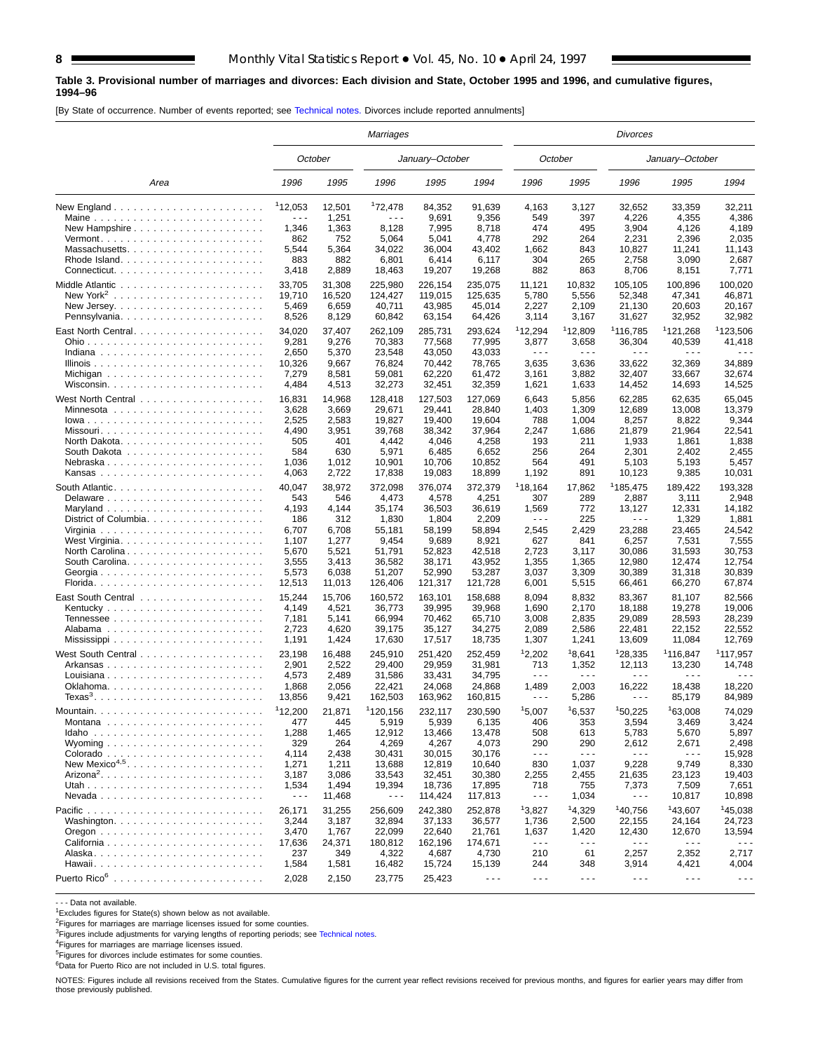**Table 3. Provisional number of marriages and divorces: Each division and State, October 1995 and 1996, and cumulative figures, 1994–96**

[By State of occurrence. Number of events reported; see Technical notes. Divorces include reported annulments]

| Area | Marriages | | | | | Divorces | | | | |
|---|---|---|---|---|---|---|---|---|---|---|
| | October | | January–October | | | October | | January–October | | |
| | 1996 | 1995 | 1996 | 1995 | 1994 | 1996 | 1995 | 1996 | 1995 | 1994 |
| New England | [1]12,053 | 12,501 | [1]72,478 | 84,352 | 91,639 | 4,163 | 3,127 | 32,652 | 33,359 | 32,211 |
| Maine | - - - | 1,251 | - - - | 9,691 | 9,356 | 549 | 397 | 4,226 | 4,355 | 4,386 |
| New Hampshire | 1,346 | 1,363 | 8,128 | 7,995 | 8,718 | 474 | 495 | 3,904 | 4,126 | 4,189 |
| Vermont | 862 | 752 | 5,064 | 5,041 | 4,778 | 292 | 264 | 2,231 | 2,396 | 2,035 |
| Massachusetts | 5,544 | 5,364 | 34,022 | 36,004 | 43,402 | 1,662 | 843 | 10,827 | 11,241 | 11,143 |
| Rhode Island | 883 | 882 | 6,801 | 6,414 | 6,117 | 304 | 265 | 2,758 | 3,090 | 2,687 |
| Connecticut | 3,418 | 2,889 | 18,463 | 19,207 | 19,268 | 882 | 863 | 8,706 | 8,151 | 7,771 |
| Middle Atlantic | 33,705 | 31,308 | 225,980 | 226,154 | 235,075 | 11,121 | 10,832 | 105,105 | 100,896 | 100,020 |
| New York[2] | 19,710 | 16,520 | 124,427 | 119,015 | 125,635 | 5,780 | 5,556 | 52,348 | 47,341 | 46,871 |
| New Jersey | 5,469 | 6,659 | 40,711 | 43,985 | 45,014 | 2,227 | 2,109 | 21,130 | 20,603 | 20,167 |
| Pennsylvania | 8,526 | 8,129 | 60,842 | 63,154 | 64,426 | 3,114 | 3,167 | 31,627 | 32,952 | 32,982 |
| East North Central | 34,020 | 37,407 | 262,109 | 285,731 | 293,624 | [1]12,294 | [1]12,809 | [1]116,785 | [1]121,268 | [1]123,506 |
| Ohio | 9,281 | 9,276 | 70,383 | 77,568 | 77,995 | 3,877 | 3,658 | 36,304 | 40,539 | 41,418 |
| Indiana | 2,650 | 5,370 | 23,548 | 43,050 | 43,033 | - - - | - - - | - - - | - - - | - - - |
| Illinois | 10,326 | 9,667 | 76,824 | 70,442 | 78,765 | 3,635 | 3,636 | 33,622 | 32,369 | 34,889 |
| Michigan | 7,279 | 8,581 | 59,081 | 62,220 | 61,472 | 3,161 | 3,882 | 32,407 | 33,667 | 32,674 |
| Wisconsin | 4,484 | 4,513 | 32,273 | 32,451 | 32,359 | 1,621 | 1,633 | 14,452 | 14,693 | 14,525 |
| West North Central | 16,831 | 14,968 | 128,418 | 127,503 | 127,069 | 6,643 | 5,856 | 62,285 | 62,635 | 65,045 |
| Minnesota | 3,628 | 3,669 | 29,671 | 29,441 | 28,840 | 1,403 | 1,309 | 12,689 | 13,008 | 13,379 |
| Iowa | 2,525 | 2,583 | 19,827 | 19,400 | 19,604 | 788 | 1,004 | 8,257 | 8,822 | 9,344 |
| Missouri | 4,490 | 3,951 | 39,768 | 38,342 | 37,964 | 2,247 | 1,686 | 21,879 | 21,964 | 22,541 |
| North Dakota | 505 | 401 | 4,442 | 4,046 | 4,258 | 193 | 211 | 1,933 | 1,861 | 1,838 |
| South Dakota | 584 | 630 | 5,971 | 6,485 | 6,652 | 256 | 264 | 2,301 | 2,402 | 2,455 |
| Nebraska | 1,036 | 1,012 | 10,901 | 10,706 | 10,852 | 564 | 491 | 5,103 | 5,193 | 5,457 |
| Kansas | 4,063 | 2,722 | 17,838 | 19,083 | 18,899 | 1,192 | 891 | 10,123 | 9,385 | 10,031 |
| South Atlantic | 40,047 | 38,972 | 372,098 | 376,074 | 372,379 | [1]18,164 | 17,862 | [1]185,475 | 189,422 | 193,328 |
| Delaware | 543 | 546 | 4,473 | 4,578 | 4,251 | 307 | 289 | 2,887 | 3,111 | 2,948 |
| Maryland | 4,193 | 4,144 | 35,174 | 36,503 | 36,619 | 1,569 | 772 | 13,127 | 12,331 | 14,182 |
| District of Columbia | 186 | 312 | 1,830 | 1,804 | 2,209 | - - - | 225 | - - - | 1,329 | 1,881 |
| Virginia | 6,707 | 6,708 | 55,181 | 58,199 | 58,894 | 2,545 | 2,429 | 23,288 | 23,465 | 24,542 |
| West Virginia | 1,107 | 1,277 | 9,454 | 9,689 | 8,921 | 627 | 841 | 6,257 | 7,531 | 7,555 |
| North Carolina | 5,670 | 5,521 | 51,791 | 52,823 | 42,518 | 2,723 | 3,117 | 30,086 | 31,593 | 30,753 |
| South Carolina | 3,555 | 3,413 | 36,582 | 38,171 | 43,952 | 1,355 | 1,365 | 12,980 | 12,474 | 12,754 |
| Georgia | 5,573 | 6,038 | 51,207 | 52,990 | 53,287 | 3,037 | 3,309 | 30,389 | 31,318 | 30,839 |
| Florida | 12,513 | 11,013 | 126,406 | 121,317 | 121,728 | 6,001 | 5,515 | 66,461 | 66,270 | 67,874 |
| East South Central | 15,244 | 15,706 | 160,572 | 163,101 | 158,688 | 8,094 | 8,832 | 83,367 | 81,107 | 82,566 |
| Kentucky | 4,149 | 4,521 | 36,773 | 39,995 | 39,968 | 1,690 | 2,170 | 18,188 | 19,278 | 19,006 |
| Tennessee | 7,181 | 5,141 | 66,994 | 70,462 | 65,710 | 3,008 | 2,835 | 29,089 | 28,593 | 28,239 |
| Alabama | 2,723 | 4,620 | 39,175 | 35,127 | 34,275 | 2,089 | 2,586 | 22,481 | 22,152 | 22,552 |
| Mississippi | 1,191 | 1,424 | 17,630 | 17,517 | 18,735 | 1,307 | 1,241 | 13,609 | 11,084 | 12,769 |
| West South Central | 23,198 | 16,488 | 245,910 | 251,420 | 252,459 | [1]2,202 | [1]8,641 | [1]28,335 | [1]116,847 | [1]117,957 |
| Arkansas | 2,901 | 2,522 | 29,400 | 29,959 | 31,981 | 713 | 1,352 | 12,113 | 13,230 | 14,748 |
| Louisiana | 4,573 | 2,489 | 31,586 | 33,431 | 34,795 | - - - | - - - | - - - | - - - | - - - |
| Oklahoma | 1,868 | 2,056 | 22,421 | 24,068 | 24,868 | 1,489 | 2,003 | 16,222 | 18,438 | 18,220 |
| Texas[3] | 13,856 | 9,421 | 162,503 | 163,962 | 160,815 | - - - | 5,286 | - - - | 85,179 | 84,989 |
| Mountain | [1]12,200 | 21,871 | [1]120,156 | 232,117 | 230,590 | [1]5,007 | [1]6,537 | [1]50,225 | [1]63,008 | 74,029 |
| Montana | 477 | 445 | 5,919 | 5,939 | 6,135 | 406 | 353 | 3,594 | 3,469 | 3,424 |
| Idaho | 1,288 | 1,465 | 12,912 | 13,466 | 13,478 | 508 | 613 | 5,783 | 5,670 | 5,897 |
| Wyoming | 329 | 264 | 4,269 | 4,267 | 4,073 | 290 | 290 | 2,612 | 2,671 | 2,498 |
| Colorado | 4,114 | 2,438 | 30,431 | 30,015 | 30,176 | - - - | - - - | - - - | - - - | 15,928 |
| New Mexico[4,5] | 1,271 | 1,211 | 13,688 | 12,819 | 10,640 | 830 | 1,037 | 9,228 | 9,749 | 8,330 |
| Arizona[2] | 3,187 | 3,086 | 33,543 | 32,451 | 30,380 | 2,255 | 2,455 | 21,635 | 23,123 | 19,403 |
| Utah | 1,534 | 1,494 | 19,394 | 18,736 | 17,895 | 718 | 755 | 7,373 | 7,509 | 7,651 |
| Nevada | - - - | 11,468 | - - - | 114,424 | 117,813 | - - - | 1,034 | - - - | 10,817 | 10,898 |
| Pacific | 26,171 | 31,255 | 256,609 | 242,380 | 252,878 | [1]3,827 | [1]4,329 | [1]40,756 | [1]43,607 | [1]45,038 |
| Washington | 3,244 | 3,187 | 32,894 | 37,133 | 36,577 | 1,736 | 2,500 | 22,155 | 24,164 | 24,723 |
| Oregon | 3,470 | 1,767 | 22,099 | 22,640 | 21,761 | 1,637 | 1,420 | 12,430 | 12,670 | 13,594 |
| California | 17,636 | 24,371 | 180,812 | 162,196 | 174,671 | - - - | - - - | - - - | - - - | - - - |
| Alaska | 237 | 349 | 4,322 | 4,687 | 4,730 | 210 | 61 | 2,257 | 2,352 | 2,717 |
| Hawaii | 1,584 | 1,581 | 16,482 | 15,724 | 15,139 | 244 | 348 | 3,914 | 4,421 | 4,004 |
| Puerto Rico[6] | 2,028 | 2,150 | 23,775 | 25,423 | - - - | - - - | - - - | - - - | - - - | - - - |

- - - Data not available.

[1]Excludes figures for State(s) shown below as not available.

[2]Figures for marriages are marriage licenses issued for some counties.

[3]Figures include adjustments for varying lengths of reporting periods; see Technical notes.

[4]Figures for marriages are marriage licenses issued.

[5]Figures for divorces include estimates for some counties.

[6]Data for Puerto Rico are not included in U.S. total figures.

NOTES: Figures include all revisions received from the States. Cumulative figures for the current year reflect revisions received for previous months, and figures for earlier years may differ from those previously published.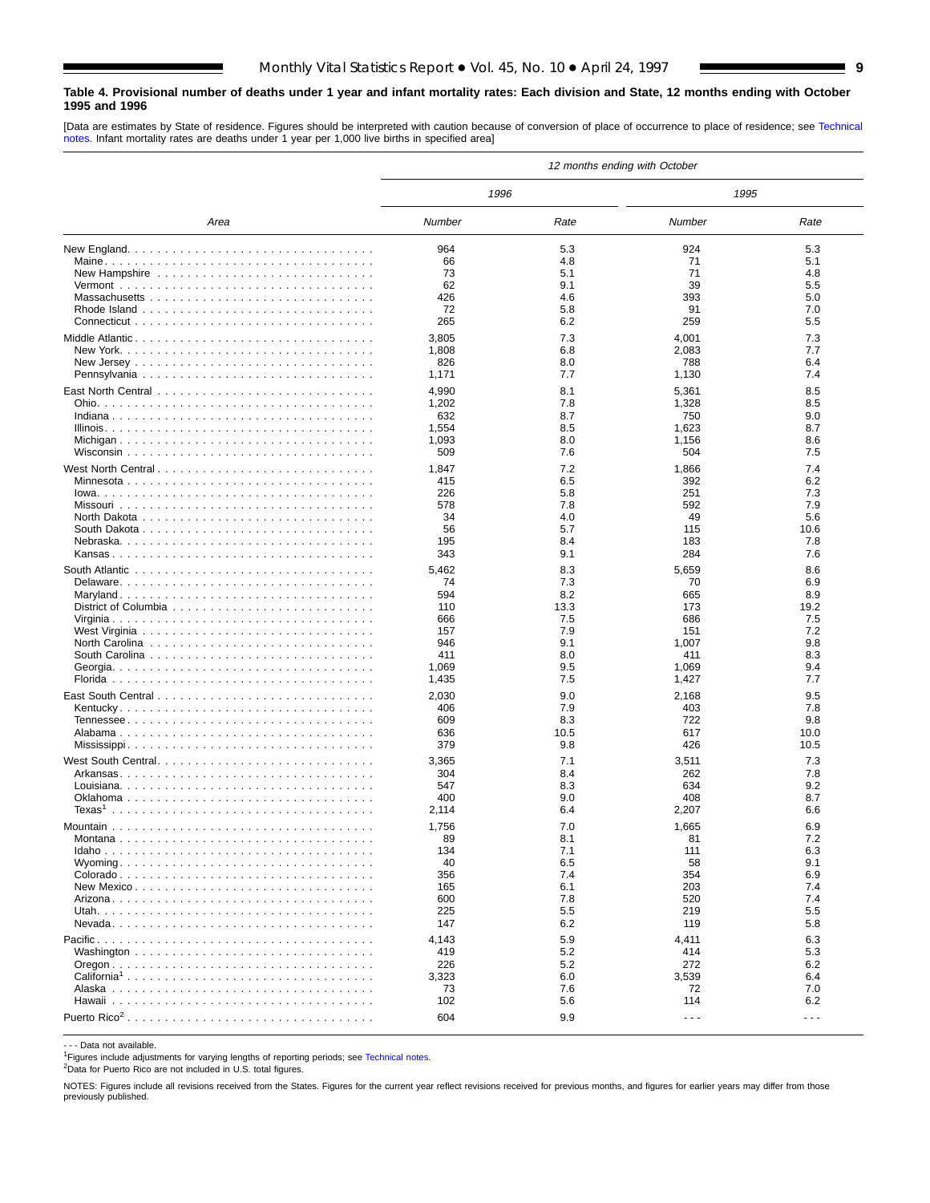**Table 4. Provisional number of deaths under 1 year and infant mortality rates: Each division and State, 12 months ending with October 1995 and 1996**

[Data are estimates by State of residence. Figures should be interpreted with caution because of conversion of place of occurrence to place of residence; see Technical notes. Infant mortality rates are deaths under 1 year per 1,000 live births in specified area]

| Area | 12 months ending with October | | | |
|---|---|---|---|---|
| | 1996 | | 1995 | |
| | Number | Rate | Number | Rate |
| New England | 964 | 5.3 | 924 | 5.3 |
| Maine | 66 | 4.8 | 71 | 5.1 |
| New Hampshire | 73 | 5.1 | 71 | 4.8 |
| Vermont | 62 | 9.1 | 39 | 5.5 |
| Massachusetts | 426 | 4.6 | 393 | 5.0 |
| Rhode Island | 72 | 5.8 | 91 | 7.0 |
| Connecticut | 265 | 6.2 | 259 | 5.5 |
| Middle Atlantic | 3,805 | 7.3 | 4,001 | 7.3 |
| New York | 1,808 | 6.8 | 2,083 | 7.7 |
| New Jersey | 826 | 8.0 | 788 | 6.4 |
| Pennsylvania | 1,171 | 7.7 | 1,130 | 7.4 |
| East North Central | 4,990 | 8.1 | 5,361 | 8.5 |
| Ohio | 1,202 | 7.8 | 1,328 | 8.5 |
| Indiana | 632 | 8.7 | 750 | 9.0 |
| Illinois | 1,554 | 8.5 | 1,623 | 8.7 |
| Michigan | 1,093 | 8.0 | 1,156 | 8.6 |
| Wisconsin | 509 | 7.6 | 504 | 7.5 |
| West North Central | 1,847 | 7.2 | 1,866 | 7.4 |
| Minnesota | 415 | 6.5 | 392 | 6.2 |
| Iowa | 226 | 5.8 | 251 | 7.3 |
| Missouri | 578 | 7.8 | 592 | 7.9 |
| North Dakota | 34 | 4.0 | 49 | 5.6 |
| South Dakota | 56 | 5.7 | 115 | 10.6 |
| Nebraska | 195 | 8.4 | 183 | 7.8 |
| Kansas | 343 | 9.1 | 284 | 7.6 |
| South Atlantic | 5,462 | 8.3 | 5,659 | 8.6 |
| Delaware | 74 | 7.3 | 70 | 6.9 |
| Maryland | 594 | 8.2 | 665 | 8.9 |
| District of Columbia | 110 | 13.3 | 173 | 19.2 |
| Virginia | 666 | 7.5 | 686 | 7.5 |
| West Virginia | 157 | 7.9 | 151 | 7.2 |
| North Carolina | 946 | 9.1 | 1,007 | 9.8 |
| South Carolina | 411 | 8.0 | 411 | 8.3 |
| Georgia | 1,069 | 9.5 | 1,069 | 9.4 |
| Florida | 1,435 | 7.5 | 1,427 | 7.7 |
| East South Central | 2,030 | 9.0 | 2,168 | 9.5 |
| Kentucky | 406 | 7.9 | 403 | 7.8 |
| Tennessee | 609 | 8.3 | 722 | 9.8 |
| Alabama | 636 | 10.5 | 617 | 10.0 |
| Mississippi | 379 | 9.8 | 426 | 10.5 |
| West South Central | 3,365 | 7.1 | 3,511 | 7.3 |
| Arkansas | 304 | 8.4 | 262 | 7.8 |
| Louisiana | 547 | 8.3 | 634 | 9.2 |
| Oklahoma | 400 | 9.0 | 408 | 8.7 |
| Texas[1] | 2,114 | 6.4 | 2,207 | 6.6 |
| Mountain | 1,756 | 7.0 | 1,665 | 6.9 |
| Montana | 89 | 8.1 | 81 | 7.2 |
| Idaho | 134 | 7.1 | 111 | 6.3 |
| Wyoming | 40 | 6.5 | 58 | 9.1 |
| Colorado | 356 | 7.4 | 354 | 6.9 |
| New Mexico | 165 | 6.1 | 203 | 7.4 |
| Arizona | 600 | 7.8 | 520 | 7.4 |
| Utah | 225 | 5.5 | 219 | 5.5 |
| Nevada | 147 | 6.2 | 119 | 5.8 |
| Pacific | 4,143 | 5.9 | 4,411 | 6.3 |
| Washington | 419 | 5.2 | 414 | 5.3 |
| Oregon | 226 | 5.2 | 272 | 6.2 |
| California[1] | 3,323 | 6.0 | 3,539 | 6.4 |
| Alaska | 73 | 7.6 | 72 | 7.0 |
| Hawaii | 102 | 5.6 | 114 | 6.2 |
| Puerto Rico[2] | 604 | 9.9 | - - - | - - - |

- - - Data not available.

[1]Figures include adjustments for varying lengths of reporting periods; see Technical notes.

[2]Data for Puerto Rico are not included in U.S. total figures.

NOTES: Figures include all revisions received from the States. Figures for the current year reflect revisions received for previous months, and figures for earlier years may differ from those previously published.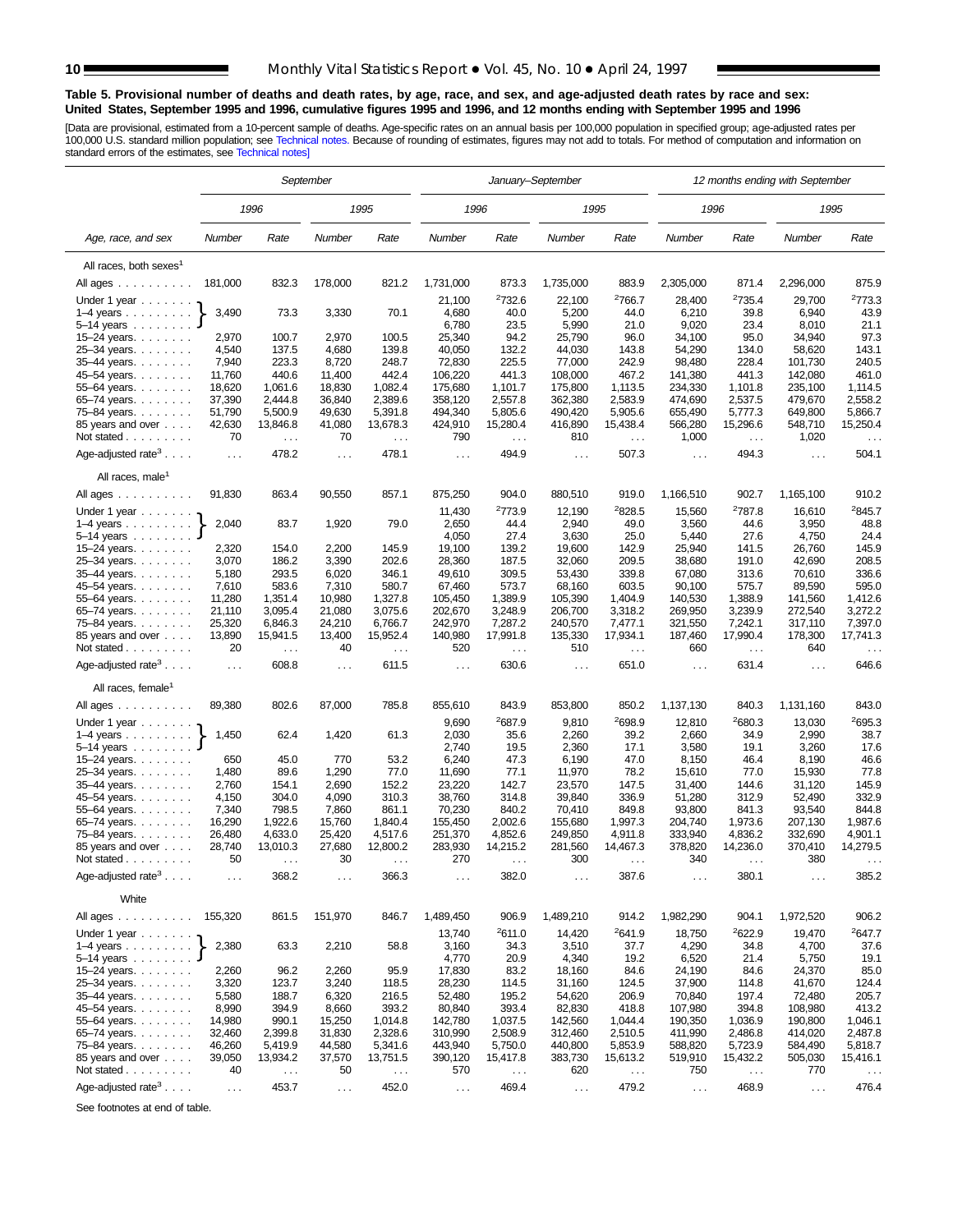**Table 5. Provisional number of deaths and death rates, by age, race, and sex, and age-adjusted death rates by race and sex: United States, September 1995 and 1996, cumulative figures 1995 and 1996, and 12 months ending with September 1995 and 1996**

[Data are provisional, estimated from a 10-percent sample of deaths. Age-specific rates on an annual basis per 100,000 population in specified group; age-adjusted rates per 100,000 U.S. standard million population; see Technical notes. Because of rounding of estimates, figures may not add to totals. For method of computation and information on standard errors of the estimates, see Technical notes]

| Age, race, and sex | September | | | | January–September | | | | 12 months ending with September | | | |
|---|---|---|---|---|---|---|---|---|---|---|---|---|
| | 1996 | | 1995 | | 1996 | | 1995 | | 1996 | | 1995 | |
| | Number | Rate | Number | Rate | Number | Rate | Number | Rate | Number | Rate | Number | Rate |
| **All races, both sexes[1]** | | | | | | | | | | | | |
| All ages | 181,000 | 832.3 | 178,000 | 821.2 | 1,731,000 | 873.3 | 1,735,000 | 883.9 | 2,305,000 | 871.4 | 2,296,000 | 875.9 |
| Under 1 year | 3,490 | 73.3 | 3,330 | 70.1 | 21,100 | [2]732.6 | 22,100 | [2]766.7 | 28,400 | [2]735.4 | 29,700 | [2]773.3 |
| 1–4 years | | | | | 4,680 | 40.0 | 5,200 | 44.0 | 6,210 | 39.8 | 6,940 | 43.9 |
| 5–14 years | | | | | 6,780 | 23.5 | 5,990 | 21.0 | 9,020 | 23.4 | 8,010 | 21.1 |
| 15–24 years | 2,970 | 100.7 | 2,970 | 100.5 | 25,340 | 94.2 | 25,790 | 96.0 | 34,100 | 95.0 | 34,940 | 97.3 |
| 25–34 years | 4,540 | 137.5 | 4,680 | 139.8 | 40,050 | 132.2 | 44,030 | 143.8 | 54,290 | 134.0 | 58,620 | 143.1 |
| 35–44 years | 7,940 | 223.3 | 8,720 | 248.7 | 72,830 | 225.5 | 77,000 | 242.9 | 98,480 | 228.4 | 101,730 | 240.5 |
| 45–54 years | 11,760 | 440.6 | 11,400 | 442.4 | 106,220 | 441.3 | 108,000 | 467.2 | 141,380 | 441.3 | 142,080 | 461.0 |
| 55–64 years | 18,620 | 1,061.6 | 18,830 | 1,082.4 | 175,680 | 1,101.7 | 175,800 | 1,113.5 | 234,330 | 1,101.8 | 235,100 | 1,114.5 |
| 65–74 years | 37,390 | 2,444.8 | 36,840 | 2,389.6 | 358,120 | 2,557.8 | 362,380 | 2,583.9 | 474,690 | 2,537.5 | 479,670 | 2,558.2 |
| 75–84 years | 51,790 | 5,500.9 | 49,630 | 5,391.8 | 494,340 | 5,805.6 | 490,420 | 5,905.6 | 655,490 | 5,777.3 | 649,800 | 5,866.7 |
| 85 years and over | 42,630 | 13,846.8 | 41,080 | 13,678.3 | 424,910 | 15,280.4 | 416,890 | 15,438.4 | 566,280 | 15,296.6 | 548,710 | 15,250.4 |
| Not stated | 70 | . . . | 70 | . . . | 790 | . . . | 810 | . . . | 1,000 | . . . | 1,020 | . . . |
| Age-adjusted rate[3] | . . . | 478.2 | . . . | 478.1 | . . . | 494.9 | . . . | 507.3 | . . . | 494.3 | . . . | 504.1 |
| **All races, male[1]** | | | | | | | | | | | | |
| All ages | 91,830 | 863.4 | 90,550 | 857.1 | 875,250 | 904.0 | 880,510 | 919.0 | 1,166,510 | 902.7 | 1,165,100 | 910.2 |
| Under 1 year | 2,040 | 83.7 | 1,920 | 79.0 | 11,430 | [2]773.9 | 12,190 | [2]828.5 | 15,560 | [2]787.8 | 16,610 | [2]845.7 |
| 1–4 years | | | | | 2,650 | 44.4 | 2,940 | 49.0 | 3,560 | 44.6 | 3,950 | 48.8 |
| 5–14 years | | | | | 4,050 | 27.4 | 3,630 | 25.0 | 5,440 | 27.6 | 4,750 | 24.4 |
| 15–24 years | 2,320 | 154.0 | 2,200 | 145.9 | 19,100 | 139.2 | 19,600 | 142.9 | 25,940 | 141.5 | 26,760 | 145.9 |
| 25–34 years | 3,070 | 186.2 | 3,390 | 202.6 | 28,360 | 187.5 | 32,060 | 209.5 | 38,680 | 191.0 | 42,690 | 208.5 |
| 35–44 years | 5,180 | 293.5 | 6,020 | 346.1 | 49,610 | 309.5 | 53,430 | 339.8 | 67,080 | 313.6 | 70,610 | 336.6 |
| 45–54 years | 7,610 | 583.6 | 7,310 | 580.7 | 67,460 | 573.7 | 68,160 | 603.5 | 90,100 | 575.7 | 89,590 | 595.0 |
| 55–64 years | 11,280 | 1,351.4 | 10,980 | 1,327.8 | 105,450 | 1,389.9 | 105,390 | 1,404.9 | 140,530 | 1,388.9 | 141,560 | 1,412.6 |
| 65–74 years | 21,110 | 3,095.4 | 21,080 | 3,075.6 | 202,670 | 3,248.9 | 206,700 | 3,318.2 | 269,950 | 3,239.9 | 272,540 | 3,272.2 |
| 75–84 years | 25,320 | 6,846.3 | 24,210 | 6,766.7 | 242,970 | 7,287.2 | 240,570 | 7,477.1 | 321,550 | 7,242.1 | 317,110 | 7,397.0 |
| 85 years and over | 13,890 | 15,941.5 | 13,400 | 15,952.4 | 140,980 | 17,991.8 | 135,330 | 17,934.1 | 187,460 | 17,990.4 | 178,300 | 17,741.3 |
| Not stated | 20 | . . . | 40 | . . . | 520 | . . . | 510 | . . . | 660 | . . . | 640 | . . . |
| Age-adjusted rate[3] | . . . | 608.8 | . . . | 611.5 | . . . | 630.6 | . . . | 651.0 | . . . | 631.4 | . . . | 646.6 |
| **All races, female[1]** | | | | | | | | | | | | |
| All ages | 89,380 | 802.6 | 87,000 | 785.8 | 855,610 | 843.9 | 853,800 | 850.2 | 1,137,130 | 840.3 | 1,131,160 | 843.0 |
| Under 1 year | 1,450 | 62.4 | 1,420 | 61.3 | 9,690 | [2]687.9 | 9,810 | [2]698.9 | 12,810 | [2]680.3 | 13,030 | [2]695.3 |
| 1–4 years | | | | | 2,030 | 35.6 | 2,260 | 39.2 | 2,660 | 34.9 | 2,990 | 38.7 |
| 5–14 years | | | | | 2,740 | 19.5 | 2,360 | 17.1 | 3,580 | 19.1 | 3,260 | 17.6 |
| 15–24 years | 650 | 45.0 | 770 | 53.2 | 6,240 | 47.3 | 6,190 | 47.0 | 8,150 | 46.4 | 8,190 | 46.6 |
| 25–34 years | 1,480 | 89.6 | 1,290 | 77.0 | 11,690 | 77.1 | 11,970 | 78.2 | 15,610 | 77.0 | 15,930 | 77.8 |
| 35–44 years | 2,760 | 154.1 | 2,690 | 152.2 | 23,220 | 142.7 | 23,570 | 147.5 | 31,400 | 144.6 | 31,120 | 145.9 |
| 45–54 years | 4,150 | 304.0 | 4,090 | 310.3 | 38,760 | 314.8 | 39,840 | 336.9 | 51,280 | 312.9 | 52,490 | 332.9 |
| 55–64 years | 7,340 | 798.5 | 7,860 | 861.1 | 70,230 | 840.2 | 70,410 | 849.8 | 93,800 | 841.3 | 93,540 | 844.8 |
| 65–74 years | 16,290 | 1,922.6 | 15,760 | 1,840.4 | 155,450 | 2,002.6 | 155,680 | 1,997.3 | 204,740 | 1,973.6 | 207,130 | 1,987.6 |
| 75–84 years | 26,480 | 4,633.0 | 25,420 | 4,517.6 | 251,370 | 4,852.6 | 249,850 | 4,911.8 | 333,940 | 4,836.2 | 332,690 | 4,901.1 |
| 85 years and over | 28,740 | 13,010.3 | 27,680 | 12,800.2 | 283,930 | 14,215.2 | 281,560 | 14,467.3 | 378,820 | 14,236.0 | 370,410 | 14,279.5 |
| Not stated | 50 | . . . | 30 | . . . | 270 | . . . | 300 | . . . | 340 | . . . | 380 | . . . |
| Age-adjusted rate[3] | . . . | 368.2 | . . . | 366.3 | . . . | 382.0 | . . . | 387.6 | . . . | 380.1 | . . . | 385.2 |
| **White** | | | | | | | | | | | | |
| All ages | 155,320 | 861.5 | 151,970 | 846.7 | 1,489,450 | 906.9 | 1,489,210 | 914.2 | 1,982,290 | 904.1 | 1,972,520 | 906.2 |
| Under 1 year | 2,380 | 63.3 | 2,210 | 58.8 | 13,740 | [2]611.0 | 14,420 | [2]641.9 | 18,750 | [2]622.9 | 19,470 | [2]647.7 |
| 1–4 years | | | | | 3,160 | 34.3 | 3,510 | 37.7 | 4,290 | 34.8 | 4,700 | 37.6 |
| 5–14 years | | | | | 4,770 | 20.9 | 4,340 | 19.2 | 6,520 | 21.4 | 5,750 | 19.1 |
| 15–24 years | 2,260 | 96.2 | 2,260 | 95.9 | 17,830 | 83.2 | 18,160 | 84.6 | 24,190 | 84.6 | 24,370 | 85.0 |
| 25–34 years | 3,320 | 123.7 | 3,240 | 118.5 | 28,230 | 114.5 | 31,160 | 124.5 | 37,900 | 114.8 | 41,670 | 124.4 |
| 35–44 years | 5,580 | 188.7 | 6,320 | 216.5 | 52,480 | 195.2 | 54,620 | 206.9 | 70,840 | 197.4 | 72,480 | 205.7 |
| 45–54 years | 8,990 | 394.9 | 8,660 | 393.2 | 80,840 | 393.4 | 82,830 | 418.8 | 107,980 | 394.8 | 108,980 | 413.2 |
| 55–64 years | 14,980 | 990.1 | 15,250 | 1,014.8 | 142,780 | 1,037.5 | 142,560 | 1,044.4 | 190,350 | 1,036.9 | 190,800 | 1,046.1 |
| 65–74 years | 32,460 | 2,399.8 | 31,830 | 2,328.6 | 310,990 | 2,508.9 | 312,460 | 2,510.5 | 411,990 | 2,486.8 | 414,020 | 2,487.8 |
| 75–84 years | 46,260 | 5,419.9 | 44,580 | 5,341.6 | 443,940 | 5,750.0 | 440,800 | 5,853.9 | 588,820 | 5,723.9 | 584,490 | 5,818.7 |
| 85 years and over | 39,050 | 13,934.2 | 37,570 | 13,751.5 | 390,120 | 15,417.8 | 383,730 | 15,613.2 | 519,910 | 15,432.2 | 505,030 | 15,416.1 |
| Not stated | 40 | . . . | 50 | . . . | 570 | . . . | 620 | . . . | 750 | . . . | 770 | . . . |
| Age-adjusted rate[3] | . . . | 453.7 | . . . | 452.0 | . . . | 469.4 | . . . | 479.2 | . . . | 468.9 | . . . | 476.4 |

Note: For September, figures shown for "Under 1 year" refer to the combined group under 1 year, 1–4 years, and 5–14 years.

See footnotes at end of table.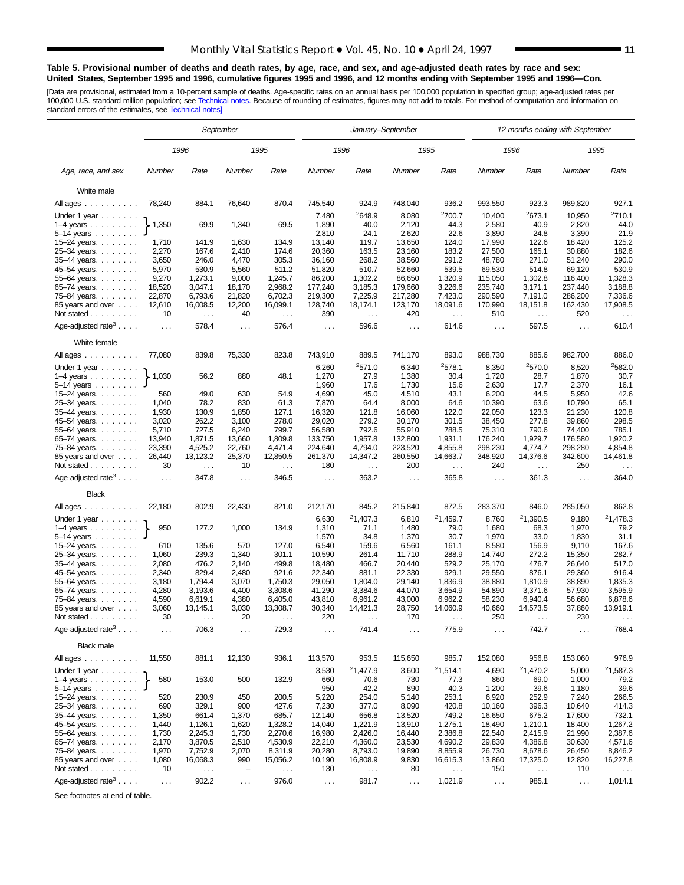**Table 5. Provisional number of deaths and death rates, by age, race, and sex, and age-adjusted death rates by race and sex: United States, September 1995 and 1996, cumulative figures 1995 and 1996, and 12 months ending with September 1995 and 1996—Con.**

[Data are provisional, estimated from a 10-percent sample of deaths. Age-specific rates on an annual basis per 100,000 population in specified group; age-adjusted rates per 100,000 U.S. standard million population; see Technical notes. Because of rounding of estimates, figures may not add to totals. For method of computation and information on standard errors of the estimates, see Technical notes]

| Age, race, and sex | September | | | | January–September | | | | 12 months ending with September | | | |
|---|---|---|---|---|---|---|---|---|---|---|---|---|
| | 1996 | | 1995 | | 1996 | | 1995 | | 1996 | | 1995 | |
| | Number | Rate | Number | Rate | Number | Rate | Number | Rate | Number | Rate | Number | Rate |
| **White male** | | | | | | | | | | | | |
| All ages | 78,240 | 884.1 | 76,640 | 870.4 | 745,540 | 924.9 | 748,040 | 936.2 | 993,550 | 923.3 | 989,820 | 927.1 |
| Under 1 year | 1,350 | 69.9 | 1,340 | 69.5 | 7,480 | [2]648.9 | 8,080 | [2]700.7 | 10,400 | [2]673.1 | 10,950 | [2]710.1 |
| 1–4 years | | | | | 1,890 | 40.0 | 2,120 | 44.3 | 2,580 | 40.9 | 2,820 | 44.0 |
| 5–14 years | | | | | 2,810 | 24.1 | 2,620 | 22.6 | 3,890 | 24.8 | 3,390 | 21.9 |
| 15–24 years | 1,710 | 141.9 | 1,630 | 134.9 | 13,140 | 119.7 | 13,650 | 124.0 | 17,990 | 122.6 | 18,420 | 125.2 |
| 25–34 years | 2,270 | 167.6 | 2,410 | 174.6 | 20,360 | 163.5 | 23,160 | 183.2 | 27,500 | 165.1 | 30,880 | 182.6 |
| 35–44 years | 3,650 | 246.0 | 4,470 | 305.3 | 36,160 | 268.2 | 38,560 | 291.2 | 48,780 | 271.0 | 51,240 | 290.0 |
| 45–54 years | 5,970 | 530.9 | 5,560 | 511.2 | 51,820 | 510.7 | 52,660 | 539.5 | 69,530 | 514.8 | 69,120 | 530.9 |
| 55–64 years | 9,270 | 1,273.1 | 9,000 | 1,245.7 | 86,200 | 1,302.2 | 86,650 | 1,320.9 | 115,050 | 1,302.8 | 116,400 | 1,328.3 |
| 65–74 years | 18,520 | 3,047.1 | 18,170 | 2,968.2 | 177,240 | 3,185.3 | 179,660 | 3,226.6 | 235,740 | 3,171.1 | 237,440 | 3,188.8 |
| 75–84 years | 22,870 | 6,793.6 | 21,820 | 6,702.3 | 219,300 | 7,225.9 | 217,280 | 7,423.0 | 290,590 | 7,191.0 | 286,200 | 7,336.6 |
| 85 years and over | 12,610 | 16,008.5 | 12,200 | 16,099.1 | 128,740 | 18,174.1 | 123,170 | 18,091.6 | 170,990 | 18,151.8 | 162,430 | 17,908.5 |
| Not stated | 10 | . . . | 40 | . . . | 390 | . . . | 420 | . . . | 510 | . . . | 520 | . . . |
| Age-adjusted rate[3] | . . . | 578.4 | . . . | 576.4 | . . . | 596.6 | . . . | 614.6 | . . . | 597.5 | . . . | 610.4 |
| **White female** | | | | | | | | | | | | |
| All ages | 77,080 | 839.8 | 75,330 | 823.8 | 743,910 | 889.5 | 741,170 | 893.0 | 988,730 | 885.6 | 982,700 | 886.0 |
| Under 1 year | 1,030 | 56.2 | 880 | 48.1 | 6,260 | [2]571.0 | 6,340 | [2]578.1 | 8,350 | [2]570.0 | 8,520 | [2]582.0 |
| 1–4 years | | | | | 1,270 | 27.9 | 1,380 | 30.4 | 1,720 | 28.7 | 1,870 | 30.7 |
| 5–14 years | | | | | 1,960 | 17.6 | 1,730 | 15.6 | 2,630 | 17.7 | 2,370 | 16.1 |
| 15–24 years | 560 | 49.0 | 630 | 54.9 | 4,690 | 45.0 | 4,510 | 43.1 | 6,200 | 44.5 | 5,950 | 42.6 |
| 25–34 years | 1,040 | 78.2 | 830 | 61.3 | 7,870 | 64.4 | 8,000 | 64.6 | 10,390 | 63.6 | 10,790 | 65.1 |
| 35–44 years | 1,930 | 130.9 | 1,850 | 127.1 | 16,320 | 121.8 | 16,060 | 122.0 | 22,050 | 123.3 | 21,230 | 120.8 |
| 45–54 years | 3,020 | 262.2 | 3,100 | 278.0 | 29,020 | 279.2 | 30,170 | 301.5 | 38,450 | 277.8 | 39,860 | 298.5 |
| 55–64 years | 5,710 | 727.5 | 6,240 | 799.7 | 56,580 | 792.6 | 55,910 | 788.5 | 75,310 | 790.6 | 74,400 | 785.1 |
| 65–74 years | 13,940 | 1,871.5 | 13,660 | 1,809.8 | 133,750 | 1,957.8 | 132,800 | 1,931.1 | 176,240 | 1,929.7 | 176,580 | 1,920.2 |
| 75–84 years | 23,390 | 4,525.2 | 22,760 | 4,471.4 | 224,640 | 4,794.0 | 223,520 | 4,855.8 | 298,230 | 4,774.7 | 298,280 | 4,854.8 |
| 85 years and over | 26,440 | 13,123.2 | 25,370 | 12,850.5 | 261,370 | 14,347.2 | 260,550 | 14,663.7 | 348,920 | 14,376.6 | 342,600 | 14,461.8 |
| Not stated | 30 | . . . | 10 | . . . | 180 | . . . | 200 | . . . | 240 | . . . | 250 | . . . |
| Age-adjusted rate[3] | . . . | 347.8 | . . . | 346.5 | . . . | 363.2 | . . . | 365.8 | . . . | 361.3 | . . . | 364.0 |
| **Black** | | | | | | | | | | | | |
| All ages | 22,180 | 802.9 | 22,430 | 821.0 | 212,170 | 845.2 | 215,840 | 872.5 | 283,370 | 846.0 | 285,050 | 862.8 |
| Under 1 year | 950 | 127.2 | 1,000 | 134.9 | 6,630 | [2]1,407.3 | 6,810 | [2]1,459.7 | 8,760 | [2]1,390.5 | 9,180 | [2]1,478.3 |
| 1–4 years | | | | | 1,310 | 71.1 | 1,480 | 79.0 | 1,680 | 68.3 | 1,970 | 79.2 |
| 5–14 years | | | | | 1,570 | 34.8 | 1,370 | 30.7 | 1,970 | 33.0 | 1,830 | 31.1 |
| 15–24 years | 610 | 135.6 | 570 | 127.0 | 6,540 | 159.6 | 6,560 | 161.1 | 8,580 | 156.9 | 9,110 | 167.6 |
| 25–34 years | 1,060 | 239.3 | 1,340 | 301.1 | 10,590 | 261.4 | 11,710 | 288.9 | 14,740 | 272.2 | 15,350 | 282.7 |
| 35–44 years | 2,080 | 476.2 | 2,140 | 499.8 | 18,480 | 466.7 | 20,440 | 529.2 | 25,170 | 476.7 | 26,640 | 517.0 |
| 45–54 years | 2,340 | 829.4 | 2,480 | 921.6 | 22,340 | 881.1 | 22,330 | 929.1 | 29,550 | 876.1 | 29,360 | 916.4 |
| 55–64 years | 3,180 | 1,794.4 | 3,070 | 1,750.3 | 29,050 | 1,804.0 | 29,140 | 1,836.9 | 38,880 | 1,810.9 | 38,890 | 1,835.3 |
| 65–74 years | 4,280 | 3,193.6 | 4,400 | 3,308.6 | 41,290 | 3,384.6 | 44,070 | 3,654.9 | 54,890 | 3,371.6 | 57,930 | 3,595.9 |
| 75–84 years | 4,590 | 6,619.1 | 4,380 | 6,405.0 | 43,810 | 6,961.2 | 43,000 | 6,962.2 | 58,230 | 6,940.4 | 56,680 | 6,878.6 |
| 85 years and over | 3,060 | 13,145.1 | 3,030 | 13,308.7 | 30,340 | 14,421.3 | 28,750 | 14,060.9 | 40,660 | 14,573.5 | 37,860 | 13,919.1 |
| Not stated | 30 | . . . | 20 | . . . | 220 | . . . | 170 | . . . | 250 | . . . | 230 | . . . |
| Age-adjusted rate[3] | . . . | 706.3 | . . . | 729.3 | . . . | 741.4 | . . . | 775.9 | . . . | 742.7 | . . . | 768.4 |
| **Black male** | | | | | | | | | | | | |
| All ages | 11,550 | 881.1 | 12,130 | 936.1 | 113,570 | 953.5 | 115,650 | 985.7 | 152,080 | 956.8 | 153,060 | 976.9 |
| Under 1 year | 580 | 153.0 | 500 | 132.9 | 3,530 | [2]1,477.9 | 3,600 | [2]1,514.1 | 4,690 | [2]1,470.2 | 5,000 | [2]1,587.3 |
| 1–4 years | | | | | 660 | 70.6 | 730 | 77.3 | 860 | 69.0 | 1,000 | 79.2 |
| 5–14 years | | | | | 950 | 42.2 | 890 | 40.3 | 1,200 | 39.6 | 1,180 | 39.6 |
| 15–24 years | 520 | 230.9 | 450 | 200.5 | 5,220 | 254.0 | 5,140 | 253.1 | 6,920 | 252.9 | 7,240 | 266.5 |
| 25–34 years | 690 | 329.1 | 900 | 427.6 | 7,230 | 377.0 | 8,090 | 420.8 | 10,160 | 396.3 | 10,640 | 414.3 |
| 35–44 years | 1,350 | 661.4 | 1,370 | 685.7 | 12,140 | 656.8 | 13,520 | 749.2 | 16,650 | 675.2 | 17,600 | 732.1 |
| 45–54 years | 1,440 | 1,126.1 | 1,620 | 1,328.2 | 14,040 | 1,221.9 | 13,910 | 1,275.1 | 18,490 | 1,210.1 | 18,400 | 1,267.2 |
| 55–64 years | 1,730 | 2,245.3 | 1,730 | 2,270.6 | 16,980 | 2,426.0 | 16,440 | 2,386.8 | 22,540 | 2,415.9 | 21,990 | 2,387.6 |
| 65–74 years | 2,170 | 3,870.5 | 2,510 | 4,530.9 | 22,210 | 4,360.0 | 23,530 | 4,690.2 | 29,830 | 4,386.8 | 30,630 | 4,571.6 |
| 75–84 years | 1,970 | 7,752.9 | 2,070 | 8,311.9 | 20,280 | 8,793.0 | 19,890 | 8,855.9 | 26,730 | 8,678.6 | 26,450 | 8,846.2 |
| 85 years and over | 1,080 | 16,068.3 | 990 | 15,056.2 | 10,190 | 16,808.9 | 9,830 | 16,615.3 | 13,860 | 17,325.0 | 12,820 | 16,227.8 |
| Not stated | 10 | . . . | – | . . . | 130 | . . . | 80 | . . . | 150 | . . . | 110 | . . . |
| Age-adjusted rate[3] | . . . | 902.2 | . . . | 976.0 | . . . | 981.7 | . . . | 1,021.9 | . . . | 985.1 | . . . | 1,014.1 |

See footnotes at end of table.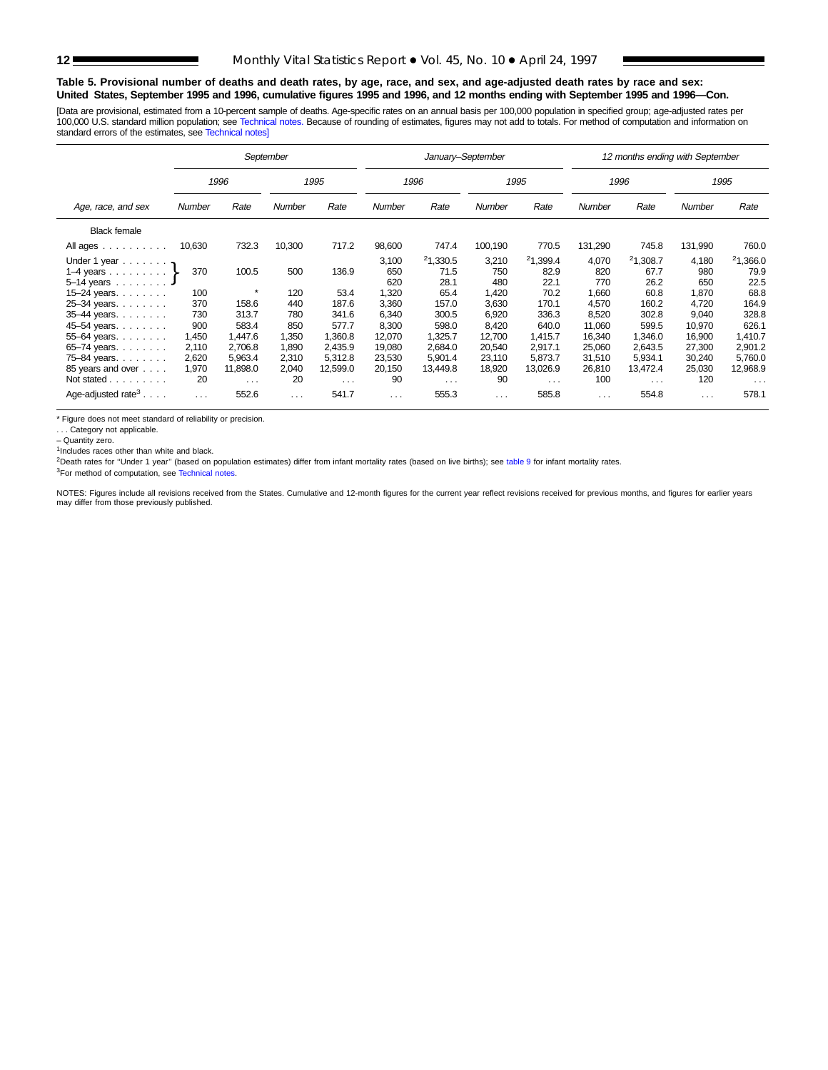**Table 5. Provisional number of deaths and death rates, by age, race, and sex, and age-adjusted death rates by race and sex: United States, September 1995 and 1996, cumulative figures 1995 and 1996, and 12 months ending with September 1995 and 1996—Con.**

[Data are provisional, estimated from a 10-percent sample of deaths. Age-specific rates on an annual basis per 100,000 population in specified group; age-adjusted rates per 100,000 U.S. standard million population; see Technical notes. Because of rounding of estimates, figures may not add to totals. For method of computation and information on standard errors of the estimates, see Technical notes]

| Age, race, and sex | September | | | | January–September | | | | 12 months ending with September | | | |
|---|---|---|---|---|---|---|---|---|---|---|---|---|
| | 1996 | | 1995 | | 1996 | | 1995 | | 1996 | | 1995 | |
| | Number | Rate | Number | Rate | Number | Rate | Number | Rate | Number | Rate | Number | Rate |
| **Black female** | | | | | | | | | | | | |
| All ages | 10,630 | 732.3 | 10,300 | 717.2 | 98,600 | 747.4 | 100,190 | 770.5 | 131,290 | 745.8 | 131,990 | 760.0 |
| Under 1 year | 370 | 100.5 | 500 | 136.9 | 3,100 | [2]1,330.5 | 3,210 | [2]1,399.4 | 4,070 | [2]1,308.7 | 4,180 | [2]1,366.0 |
| 1–4 years | | | | | 650 | 71.5 | 750 | 82.9 | 820 | 67.7 | 980 | 79.9 |
| 5–14 years | | | | | 620 | 28.1 | 480 | 22.1 | 770 | 26.2 | 650 | 22.5 |
| 15–24 years | 100 | * | 120 | 53.4 | 1,320 | 65.4 | 1,420 | 70.2 | 1,660 | 60.8 | 1,870 | 68.8 |
| 25–34 years | 370 | 158.6 | 440 | 187.6 | 3,360 | 157.0 | 3,630 | 170.1 | 4,570 | 160.2 | 4,720 | 164.9 |
| 35–44 years | 730 | 313.7 | 780 | 341.6 | 6,340 | 300.5 | 6,920 | 336.3 | 8,520 | 302.8 | 9,040 | 328.8 |
| 45–54 years | 900 | 583.4 | 850 | 577.7 | 8,300 | 598.0 | 8,420 | 640.0 | 11,060 | 599.5 | 10,970 | 626.1 |
| 55–64 years | 1,450 | 1,447.6 | 1,350 | 1,360.8 | 12,070 | 1,325.7 | 12,700 | 1,415.7 | 16,340 | 1,346.0 | 16,900 | 1,410.7 |
| 65–74 years | 2,110 | 2,706.8 | 1,890 | 2,435.9 | 19,080 | 2,684.0 | 20,540 | 2,917.1 | 25,060 | 2,643.5 | 27,300 | 2,901.2 |
| 75–84 years | 2,620 | 5,963.4 | 2,310 | 5,312.8 | 23,530 | 5,901.4 | 23,110 | 5,873.7 | 31,510 | 5,934.1 | 30,240 | 5,760.0 |
| 85 years and over | 1,970 | 11,898.0 | 2,040 | 12,599.0 | 20,150 | 13,449.8 | 18,920 | 13,026.9 | 26,810 | 13,472.4 | 25,030 | 12,968.9 |
| Not stated | 20 | . . . | 20 | . . . | 90 | . . . | 90 | . . . | 100 | . . . | 120 | . . . |
| Age-adjusted rate[3] | . . . | 552.6 | . . . | 541.7 | . . . | 555.3 | . . . | 585.8 | . . . | 554.8 | . . . | 578.1 |

Note: For September 1996 and 1995, figures for Under 1 year, 1–4 years, and 5–14 years are combined.

* Figure does not meet standard of reliability or precision.

. . . Category not applicable.

– Quantity zero.

[1]Includes races other than white and black.

[2]Death rates for "Under 1 year" (based on population estimates) differ from infant mortality rates (based on live births); see table 9 for infant mortality rates.

[3]For method of computation, see Technical notes.

NOTES: Figures include all revisions received from the States. Cumulative and 12-month figures for the current year reflect revisions received for previous months, and figures for earlier years may differ from those previously published.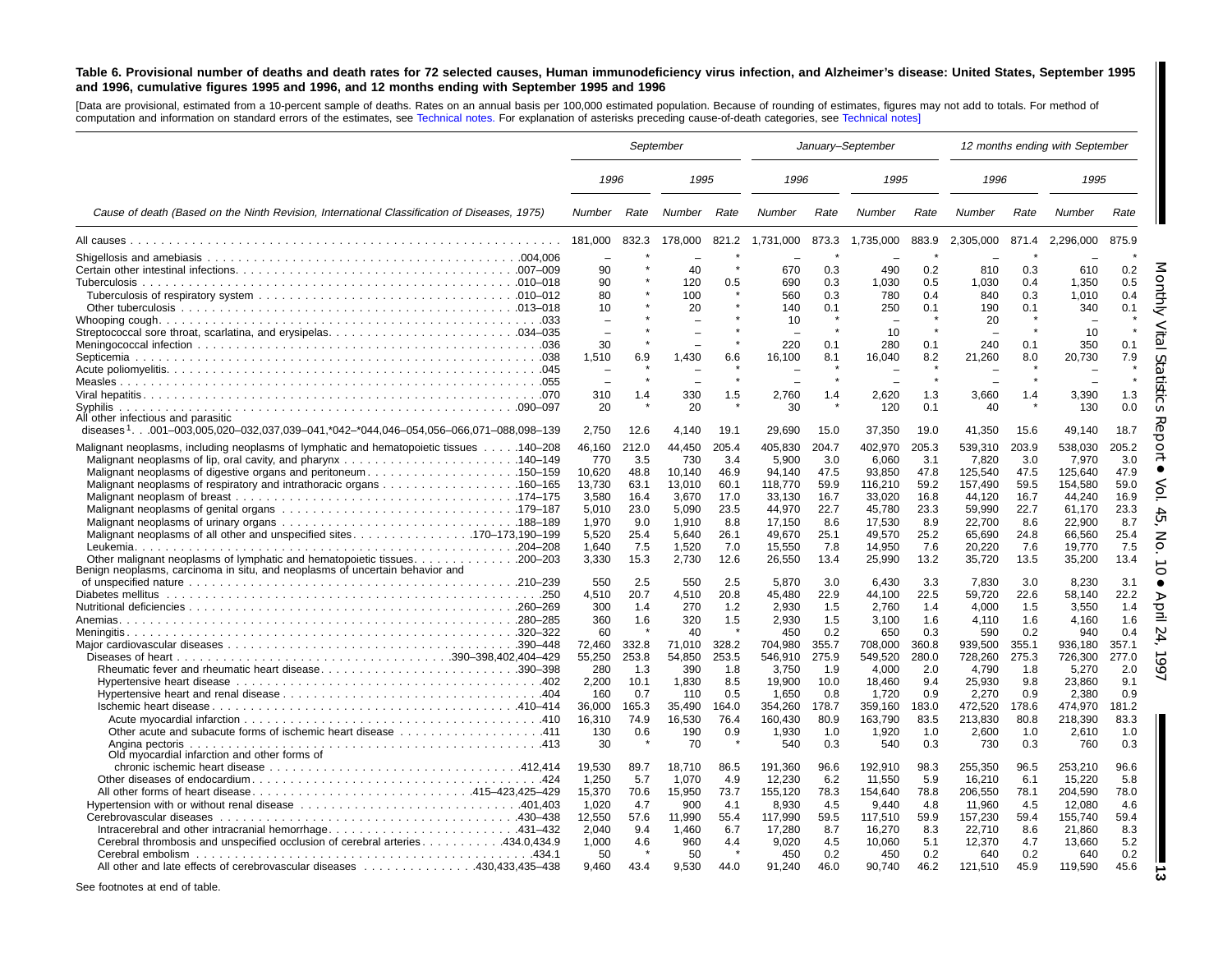**Table 6. Provisional number of deaths and death rates for 72 selected causes, Human immunodeficiency virus infection, and Alzheimer's disease: United States, September 1995 and 1996, cumulative figures 1995 and 1996, and 12 months ending with September 1995 and 1996**

[Data are provisional, estimated from a 10-percent sample of deaths. Rates on an annual basis per 100,000 estimated population. Because of rounding of estimates, figures may not add to totals. For method of computation and information on standard errors of the estimates, see Technical notes. For explanation of asterisks preceding cause-of-death categories, see Technical notes]

| Cause of death (Based on the Ninth Revision, International Classification of Diseases, 1975) | September | | | | January–September | | | | 12 months ending with September | | | |
|---|---|---|---|---|---|---|---|---|---|---|---|---|
| | 1996 | | 1995 | | 1996 | | 1995 | | 1996 | | 1995 | |
| | Number | Rate | Number | Rate | Number | Rate | Number | Rate | Number | Rate | Number | Rate |
| All causes | 181,000 | 832.3 | 178,000 | 821.2 | 1,731,000 | 873.3 | 1,735,000 | 883.9 | 2,305,000 | 871.4 | 2,296,000 | 875.9 |
| Shigellosis and amebiasis .004,006 | – | * | – | * | – | * | – | * | – | * | – | * |
| Certain other intestinal infections .007–009 | 90 | * | 40 | * | 670 | 0.3 | 490 | 0.2 | 810 | 0.3 | 610 | 0.2 |
| Tuberculosis .010–018 | 90 | * | 120 | 0.5 | 690 | 0.3 | 1,030 | 0.5 | 1,030 | 0.4 | 1,350 | 0.5 |
| Tuberculosis of respiratory system .010–012 | 80 | * | 100 | * | 560 | 0.3 | 780 | 0.4 | 840 | 0.3 | 1,010 | 0.4 |
| Other tuberculosis .013–018 | 10 | * | 20 | * | 140 | 0.1 | 250 | 0.1 | 190 | 0.1 | 340 | 0.1 |
| Whooping cough .033 | – | * | – | * | 10 | * | – | * | 20 | * | – | * |
| Streptococcal sore throat, scarlatina, and erysipelas .034–035 | – | * | – | * | – | * | 10 | * | – | * | 10 | * |
| Meningococcal infection .036 | 30 | * | – | * | 220 | 0.1 | 280 | 0.1 | 240 | 0.1 | 350 | 0.1 |
| Septicemia .038 | 1,510 | 6.9 | 1,430 | 6.6 | 16,100 | 8.1 | 16,040 | 8.2 | 21,260 | 8.0 | 20,730 | 7.9 |
| Acute poliomyelitis .045 | – | * | – | * | – | * | – | * | – | * | – | * |
| Measles .055 | – | * | – | * | – | * | – | * | – | * | – | * |
| Viral hepatitis .070 | 310 | 1.4 | 330 | 1.5 | 2,760 | 1.4 | 2,620 | 1.3 | 3,660 | 1.4 | 3,390 | 1.3 |
| Syphilis .090–097 | 20 | * | 20 | * | 30 | * | 120 | 0.1 | 40 | * | 130 | 0.0 |
| All other infectious and parasitic diseases[1] .001–003,005,020–032,037,039–041,*042–*044,046–054,056–066,071–088,098–139 | 2,750 | 12.6 | 4,140 | 19.1 | 29,690 | 15.0 | 37,350 | 19.0 | 41,350 | 15.6 | 49,140 | 18.7 |
| Malignant neoplasms, including neoplasms of lymphatic and hematopoietic tissues .140–208 | 46,160 | 212.0 | 44,450 | 205.4 | 405,830 | 204.7 | 402,970 | 205.3 | 539,310 | 203.9 | 538,030 | 205.2 |
| Malignant neoplasms of lip, oral cavity, and pharynx .140–149 | 770 | 3.5 | 730 | 3.4 | 5,900 | 3.0 | 6,060 | 3.1 | 7,820 | 3.0 | 7,970 | 3.0 |
| Malignant neoplasms of digestive organs and peritoneum .150–159 | 10,620 | 48.8 | 10,140 | 46.9 | 94,140 | 47.5 | 93,850 | 47.8 | 125,540 | 47.5 | 125,640 | 47.9 |
| Malignant neoplasms of respiratory and intrathoracic organs .160–165 | 13,730 | 63.1 | 13,010 | 60.1 | 118,770 | 59.9 | 116,210 | 59.2 | 157,490 | 59.5 | 154,580 | 59.0 |
| Malignant neoplasm of breast .174–175 | 3,580 | 16.4 | 3,670 | 17.0 | 33,130 | 16.7 | 33,020 | 16.8 | 44,120 | 16.7 | 44,240 | 16.9 |
| Malignant neoplasms of genital organs .179–187 | 5,010 | 23.0 | 5,090 | 23.5 | 44,970 | 22.7 | 45,780 | 23.3 | 59,990 | 22.7 | 61,170 | 23.3 |
| Malignant neoplasms of urinary organs .188–189 | 1,970 | 9.0 | 1,910 | 8.8 | 17,150 | 8.6 | 17,530 | 8.9 | 22,700 | 8.6 | 22,900 | 8.7 |
| Malignant neoplasms of all other and unspecified sites .170–173,190–199 | 5,520 | 25.4 | 5,640 | 26.1 | 49,670 | 25.1 | 49,570 | 25.2 | 65,690 | 24.8 | 66,560 | 25.4 |
| Leukemia .204–208 | 1,640 | 7.5 | 1,520 | 7.0 | 15,550 | 7.8 | 14,950 | 7.6 | 20,220 | 7.6 | 19,770 | 7.5 |
| Other malignant neoplasms of lymphatic and hematopoietic tissues .200–203 | 3,330 | 15.3 | 2,730 | 12.6 | 26,550 | 13.4 | 25,990 | 13.2 | 35,720 | 13.5 | 35,200 | 13.4 |
| Benign neoplasms, carcinoma in situ, and neoplasms of uncertain behavior and of unspecified nature .210–239 | 550 | 2.5 | 550 | 2.5 | 5,870 | 3.0 | 6,430 | 3.3 | 7,830 | 3.0 | 8,230 | 3.1 |
| Diabetes mellitus .250 | 4,510 | 20.7 | 4,510 | 20.8 | 45,480 | 22.9 | 44,100 | 22.5 | 59,720 | 22.6 | 58,140 | 22.2 |
| Nutritional deficiencies .260–269 | 300 | 1.4 | 270 | 1.2 | 2,930 | 1.5 | 2,760 | 1.4 | 4,000 | 1.5 | 3,550 | 1.4 |
| Anemias .280–285 | 360 | 1.6 | 320 | 1.5 | 2,930 | 1.5 | 3,100 | 1.6 | 4,110 | 1.6 | 4,160 | 1.6 |
| Meningitis .320–322 | 60 | * | 40 | * | 450 | 0.2 | 650 | 0.3 | 590 | 0.2 | 940 | 0.4 |
| Major cardiovascular diseases .390–448 | 72,460 | 332.8 | 71,010 | 328.2 | 704,980 | 355.7 | 708,000 | 360.8 | 939,500 | 355.1 | 936,180 | 357.1 |
| Diseases of heart .390–398,402,404–429 | 55,250 | 253.8 | 54,850 | 253.5 | 546,910 | 275.9 | 549,520 | 280.0 | 728,260 | 275.3 | 726,300 | 277.0 |
| Rheumatic fever and rheumatic heart disease .390–398 | 280 | 1.3 | 390 | 1.8 | 3,750 | 1.9 | 4,000 | 2.0 | 4,790 | 1.8 | 5,270 | 2.0 |
| Hypertensive heart disease .402 | 2,200 | 10.1 | 1,830 | 8.5 | 19,900 | 10.0 | 18,460 | 9.4 | 25,930 | 9.8 | 23,860 | 9.1 |
| Hypertensive heart and renal disease .404 | 160 | 0.7 | 110 | 0.5 | 1,650 | 0.8 | 1,720 | 0.9 | 2,270 | 0.9 | 2,380 | 0.9 |
| Ischemic heart disease .410–414 | 36,000 | 165.3 | 35,490 | 164.0 | 354,260 | 178.7 | 359,160 | 183.0 | 472,520 | 178.6 | 474,970 | 181.2 |
| Acute myocardial infarction .410 | 16,310 | 74.9 | 16,530 | 76.4 | 160,430 | 80.9 | 163,790 | 83.5 | 213,830 | 80.8 | 218,390 | 83.3 |
| Other acute and subacute forms of ischemic heart disease .411 | 130 | 0.6 | 190 | 0.9 | 1,930 | 1.0 | 1,920 | 1.0 | 2,600 | 1.0 | 2,610 | 1.0 |
| Angina pectoris .413 | 30 | * | 70 | * | 540 | 0.3 | 540 | 0.3 | 730 | 0.3 | 760 | 0.3 |
| Old myocardial infarction and other forms of chronic ischemic heart disease .412,414 | 19,530 | 89.7 | 18,710 | 86.5 | 191,360 | 96.6 | 192,910 | 98.3 | 255,350 | 96.5 | 253,210 | 96.6 |
| Other diseases of endocardium .424 | 1,250 | 5.7 | 1,070 | 4.9 | 12,230 | 6.2 | 11,550 | 5.9 | 16,210 | 6.1 | 15,220 | 5.8 |
| All other forms of heart disease .415–423,425–429 | 15,370 | 70.6 | 15,950 | 73.7 | 155,120 | 78.3 | 154,640 | 78.8 | 206,550 | 78.1 | 204,590 | 78.0 |
| Hypertension with or without renal disease .401,403 | 1,020 | 4.7 | 900 | 4.1 | 8,930 | 4.5 | 9,440 | 4.8 | 11,960 | 4.5 | 12,080 | 4.6 |
| Cerebrovascular diseases .430–438 | 12,550 | 57.6 | 11,990 | 55.4 | 117,990 | 59.5 | 117,510 | 59.9 | 157,230 | 59.4 | 155,740 | 59.4 |
| Intracerebral and other intracranial hemorrhage .431–432 | 2,040 | 9.4 | 1,460 | 6.7 | 17,280 | 8.7 | 16,270 | 8.3 | 22,710 | 8.6 | 21,860 | 8.3 |
| Cerebral thrombosis and unspecified occlusion of cerebral arteries .434.0,434.9 | 1,000 | 4.6 | 960 | 4.4 | 9,020 | 4.5 | 10,060 | 5.1 | 12,370 | 4.7 | 13,660 | 5.2 |
| Cerebral embolism .434.1 | 50 | * | 50 | * | 450 | 0.2 | 450 | 0.2 | 640 | 0.2 | 640 | 0.2 |
| All other and late effects of cerebrovascular diseases .430,433,435–438 | 9,460 | 43.4 | 9,530 | 44.0 | 91,240 | 46.0 | 90,740 | 46.2 | 121,510 | 45.9 | 119,590 | 45.6 |

See footnotes at end of table.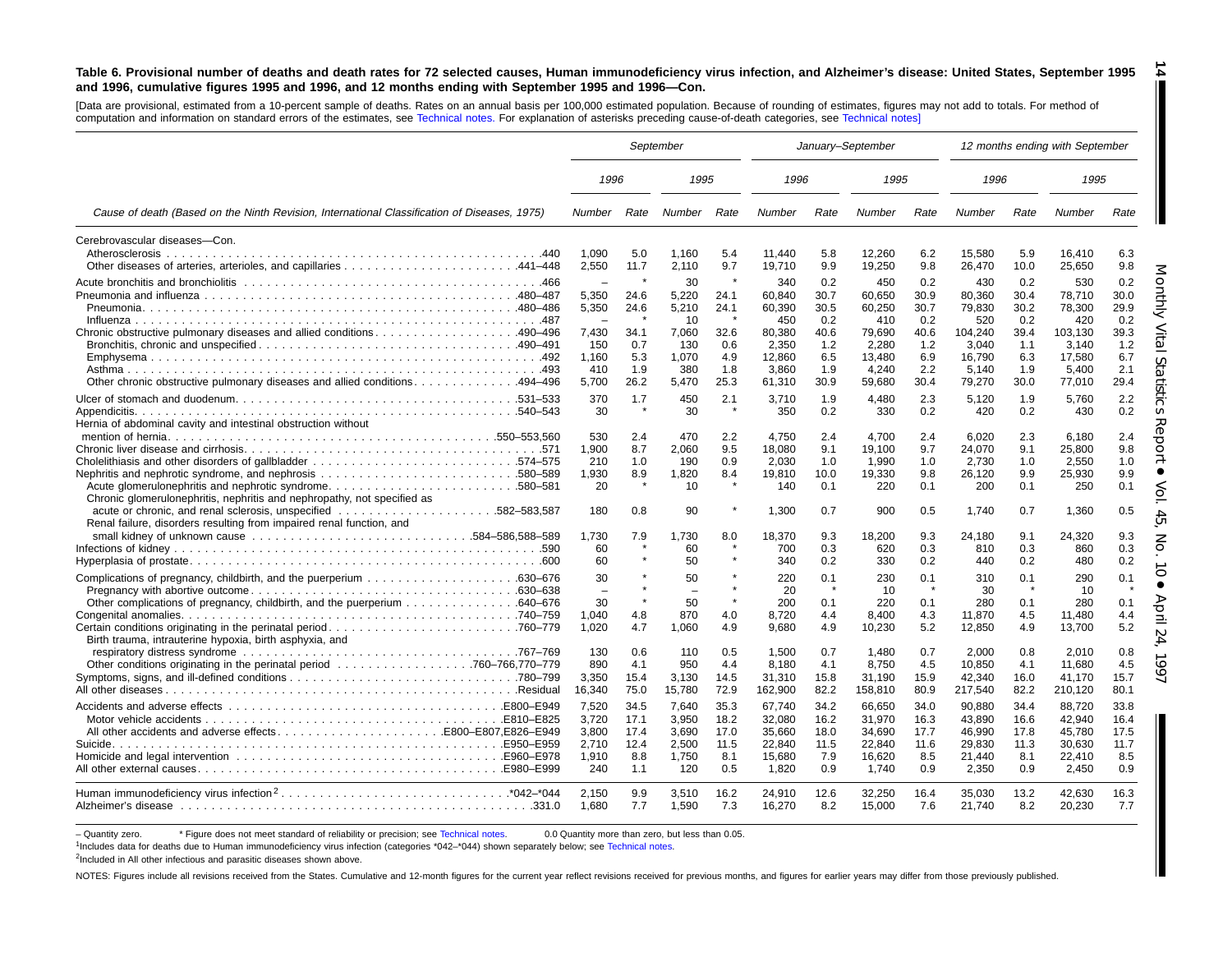**Table 6. Provisional number of deaths and death rates for 72 selected causes, Human immunodeficiency virus infection, and Alzheimer's disease: United States, September 1995 and 1996, cumulative figures 1995 and 1996, and 12 months ending with September 1995 and 1996—Con.**

[Data are provisional, estimated from a 10-percent sample of deaths. Rates on an annual basis per 100,000 estimated population. Because of rounding of estimates, figures may not add to totals. For method of computation and information on standard errors of the estimates, see Technical notes. For explanation of asterisks preceding cause-of-death categories, see Technical notes]

| Cause of death (Based on the Ninth Revision, International Classification of Diseases, 1975) | September | | | | January–September | | | | 12 months ending with September | | | |
|---|---|---|---|---|---|---|---|---|---|---|---|---|
| | 1996 | | 1995 | | 1996 | | 1995 | | 1996 | | 1995 | |
| | Number | Rate | Number | Rate | Number | Rate | Number | Rate | Number | Rate | Number | Rate |
| Cerebrovascular diseases—Con. | | | | | | | | | | | | |
| Atherosclerosis .440 | 1,090 | 5.0 | 1,160 | 5.4 | 11,440 | 5.8 | 12,260 | 6.2 | 15,580 | 5.9 | 16,410 | 6.3 |
| Other diseases of arteries, arterioles, and capillaries .441–448 | 2,550 | 11.7 | 2,110 | 9.7 | 19,710 | 9.9 | 19,250 | 9.8 | 26,470 | 10.0 | 25,650 | 9.8 |
| Acute bronchitis and bronchiolitis .466 | – | * | 30 | * | 340 | 0.2 | 450 | 0.2 | 430 | 0.2 | 530 | 0.2 |
| Pneumonia and influenza .480–487 | 5,350 | 24.6 | 5,220 | 24.1 | 60,840 | 30.7 | 60,650 | 30.9 | 80,360 | 30.4 | 78,710 | 30.0 |
| Pneumonia .480–486 | 5,350 | 24.6 | 5,210 | 24.1 | 60,390 | 30.5 | 60,250 | 30.7 | 79,830 | 30.2 | 78,300 | 29.9 |
| Influenza .487 | – | * | 10 | * | 450 | 0.2 | 410 | 0.2 | 520 | 0.2 | 420 | 0.2 |
| Chronic obstructive pulmonary diseases and allied conditions .490–496 | 7,430 | 34.1 | 7,060 | 32.6 | 80,380 | 40.6 | 79,690 | 40.6 | 104,240 | 39.4 | 103,130 | 39.3 |
| Bronchitis, chronic and unspecified .490–491 | 150 | 0.7 | 130 | 0.6 | 2,350 | 1.2 | 2,280 | 1.2 | 3,040 | 1.1 | 3,140 | 1.2 |
| Emphysema .492 | 1,160 | 5.3 | 1,070 | 4.9 | 12,860 | 6.5 | 13,480 | 6.9 | 16,790 | 6.3 | 17,580 | 6.7 |
| Asthma .493 | 410 | 1.9 | 380 | 1.8 | 3,860 | 1.9 | 4,240 | 2.2 | 5,140 | 1.9 | 5,400 | 2.1 |
| Other chronic obstructive pulmonary diseases and allied conditions .494–496 | 5,700 | 26.2 | 5,470 | 25.3 | 61,310 | 30.9 | 59,680 | 30.4 | 79,270 | 30.0 | 77,010 | 29.4 |
| Ulcer of stomach and duodenum .531–533 | 370 | 1.7 | 450 | 2.1 | 3,710 | 1.9 | 4,480 | 2.3 | 5,120 | 1.9 | 5,760 | 2.2 |
| Appendicitis .540–543 | 30 | * | 30 | * | 350 | 0.2 | 330 | 0.2 | 420 | 0.2 | 430 | 0.2 |
| Hernia of abdominal cavity and intestinal obstruction without mention of hernia .550–553,560 | 530 | 2.4 | 470 | 2.2 | 4,750 | 2.4 | 4,700 | 2.4 | 6,020 | 2.3 | 6,180 | 2.4 |
| Chronic liver disease and cirrhosis .571 | 1,900 | 8.7 | 2,060 | 9.5 | 18,080 | 9.1 | 19,100 | 9.7 | 24,070 | 9.1 | 25,800 | 9.8 |
| Cholelithiasis and other disorders of gallbladder .574–575 | 210 | 1.0 | 190 | 0.9 | 2,030 | 1.0 | 1,990 | 1.0 | 2,730 | 1.0 | 2,550 | 1.0 |
| Nephritis and nephrotic syndrome, and nephrosis .580–589 | 1,930 | 8.9 | 1,820 | 8.4 | 19,810 | 10.0 | 19,330 | 9.8 | 26,120 | 9.9 | 25,930 | 9.9 |
| Acute glomerulonephritis and nephrotic syndrome .580–581 | 20 | * | 10 | * | 140 | 0.1 | 220 | 0.1 | 200 | 0.1 | 250 | 0.1 |
| Chronic glomerulonephritis, nephritis and nephropathy, not specified as acute or chronic, and renal sclerosis, unspecified .582–583,587 | 180 | 0.8 | 90 | * | 1,300 | 0.7 | 900 | 0.5 | 1,740 | 0.7 | 1,360 | 0.5 |
| Renal failure, disorders resulting from impaired renal function, and small kidney of unknown cause .584–586,588–589 | 1,730 | 7.9 | 1,730 | 8.0 | 18,370 | 9.3 | 18,200 | 9.3 | 24,180 | 9.1 | 24,320 | 9.3 |
| Infections of kidney .590 | 60 | * | 60 | * | 700 | 0.3 | 620 | 0.3 | 810 | 0.3 | 860 | 0.3 |
| Hyperplasia of prostate .600 | 60 | * | 50 | * | 340 | 0.2 | 330 | 0.2 | 440 | 0.2 | 480 | 0.2 |
| Complications of pregnancy, childbirth, and the puerperium .630–676 | 30 | * | 50 | * | 220 | 0.1 | 230 | 0.1 | 310 | 0.1 | 290 | 0.1 |
| Pregnancy with abortive outcome .630–638 | – | * | – | * | 20 | * | 10 | * | 30 | * | 10 | * |
| Other complications of pregnancy, childbirth, and the puerperium .640–676 | 30 | * | 50 | * | 200 | 0.1 | 220 | 0.1 | 280 | 0.1 | 280 | 0.1 |
| Congenital anomalies .740–759 | 1,040 | 4.8 | 870 | 4.0 | 8,720 | 4.4 | 8,400 | 4.3 | 11,870 | 4.5 | 11,480 | 4.4 |
| Certain conditions originating in the perinatal period .760–779 | 1,020 | 4.7 | 1,060 | 4.9 | 9,680 | 4.9 | 10,230 | 5.2 | 12,850 | 4.9 | 13,700 | 5.2 |
| Birth trauma, intrauterine hypoxia, birth asphyxia, and respiratory distress syndrome .767–769 | 130 | 0.6 | 110 | 0.5 | 1,500 | 0.7 | 1,480 | 0.7 | 2,000 | 0.8 | 2,010 | 0.8 |
| Other conditions originating in the perinatal period .760–766,770–779 | 890 | 4.1 | 950 | 4.4 | 8,180 | 4.1 | 8,750 | 4.5 | 10,850 | 4.1 | 11,680 | 4.5 |
| Symptoms, signs, and ill-defined conditions .780–799 | 3,350 | 15.4 | 3,130 | 14.5 | 31,310 | 15.8 | 31,190 | 15.9 | 42,340 | 16.0 | 41,170 | 15.7 |
| All other diseases .Residual | 16,340 | 75.0 | 15,780 | 72.9 | 162,900 | 82.2 | 158,810 | 80.9 | 217,540 | 82.2 | 210,120 | 80.1 |
| Accidents and adverse effects .E800–E949 | 7,520 | 34.5 | 7,640 | 35.3 | 67,740 | 34.2 | 66,650 | 34.0 | 90,880 | 34.4 | 88,720 | 33.8 |
| Motor vehicle accidents .E810–E825 | 3,720 | 17.1 | 3,950 | 18.2 | 32,080 | 16.2 | 31,970 | 16.3 | 43,890 | 16.6 | 42,940 | 16.4 |
| All other accidents and adverse effects .E800–E807,E826–E949 | 3,800 | 17.4 | 3,690 | 17.0 | 35,660 | 18.0 | 34,690 | 17.7 | 46,990 | 17.8 | 45,780 | 17.5 |
| Suicide .E950–E959 | 2,710 | 12.4 | 2,500 | 11.5 | 22,840 | 11.5 | 22,840 | 11.6 | 29,830 | 11.3 | 30,630 | 11.7 |
| Homicide and legal intervention .E960–E978 | 1,910 | 8.8 | 1,750 | 8.1 | 15,680 | 7.9 | 16,620 | 8.5 | 21,440 | 8.1 | 22,410 | 8.5 |
| All other external causes .E980–E999 | 240 | 1.1 | 120 | 0.5 | 1,820 | 0.9 | 1,740 | 0.9 | 2,350 | 0.9 | 2,450 | 0.9 |
| Human immunodeficiency virus infection[2] .*042–*044 | 2,150 | 9.9 | 3,510 | 16.2 | 24,910 | 12.6 | 32,250 | 16.4 | 35,030 | 13.2 | 42,630 | 16.3 |
| Alzheimer's disease .331.0 | 1,680 | 7.7 | 1,590 | 7.3 | 16,270 | 8.2 | 15,000 | 7.6 | 21,740 | 8.2 | 20,230 | 7.7 |

– Quantity zero. * Figure does not meet standard of reliability or precision; see Technical notes. 0.0 Quantity more than zero, but less than 0.05.

[1]Includes data for deaths due to Human immunodeficiency virus infection (categories *042–*044) shown separately below; see Technical notes.

[2]Included in All other infectious and parasitic diseases shown above.

NOTES: Figures include all revisions received from the States. Cumulative and 12-month figures for the current year reflect revisions received for previous months, and figures for earlier years may differ from those previously published.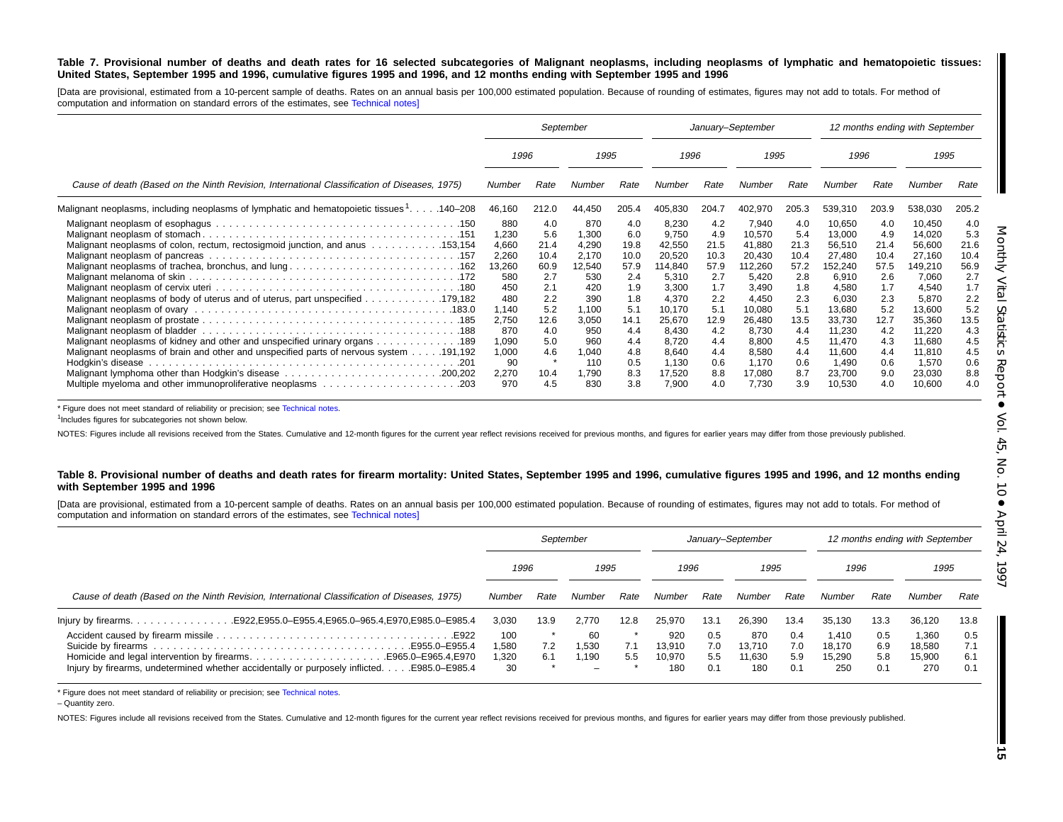**Table 7. Provisional number of deaths and death rates for 16 selected subcategories of Malignant neoplasms, including neoplasms of lymphatic and hematopoietic tissues: United States, September 1995 and 1996, cumulative figures 1995 and 1996, and 12 months ending with September 1995 and 1996**

[Data are provisional, estimated from a 10-percent sample of deaths. Rates on an annual basis per 100,000 estimated population. Because of rounding of estimates, figures may not add to totals. For method of computation and information on standard errors of the estimates, see Technical notes]

| Cause of death (Based on the Ninth Revision, International Classification of Diseases, 1975) | September | | | | January–September | | | | 12 months ending with September | | | |
|---|---|---|---|---|---|---|---|---|---|---|---|---|
| | 1996 | | 1995 | | 1996 | | 1995 | | 1996 | | 1995 | |
| | Number | Rate | Number | Rate | Number | Rate | Number | Rate | Number | Rate | Number | Rate |
| Malignant neoplasms, including neoplasms of lymphatic and hematopoietic tissues[1] . . . . .140–208 | 46,160 | 212.0 | 44,450 | 205.4 | 405,830 | 204.7 | 402,970 | 205.3 | 539,310 | 203.9 | 538,030 | 205.2 |
| Malignant neoplasm of esophagus . . . . .150 | 880 | 4.0 | 870 | 4.0 | 8,230 | 4.2 | 7,940 | 4.0 | 10,650 | 4.0 | 10,450 | 4.0 |
| Malignant neoplasm of stomach . . . . .151 | 1,230 | 5.6 | 1,300 | 6.0 | 9,750 | 4.9 | 10,570 | 5.4 | 13,000 | 4.9 | 14,020 | 5.3 |
| Malignant neoplasms of colon, rectum, rectosigmoid junction, and anus . . . . .153,154 | 4,660 | 21.4 | 4,290 | 19.8 | 42,550 | 21.5 | 41,880 | 21.3 | 56,510 | 21.4 | 56,600 | 21.6 |
| Malignant neoplasm of pancreas . . . . .157 | 2,260 | 10.4 | 2,170 | 10.0 | 20,520 | 10.3 | 20,430 | 10.4 | 27,480 | 10.4 | 27,160 | 10.4 |
| Malignant neoplasms of trachea, bronchus, and lung . . . . .162 | 13,260 | 60.9 | 12,540 | 57.9 | 114,840 | 57.9 | 112,260 | 57.2 | 152,240 | 57.5 | 149,210 | 56.9 |
| Malignant melanoma of skin . . . . .172 | 580 | 2.7 | 530 | 2.4 | 5,310 | 2.7 | 5,420 | 2.8 | 6,910 | 2.6 | 7,060 | 2.7 |
| Malignant neoplasm of cervix uteri . . . . .180 | 450 | 2.1 | 420 | 1.9 | 3,300 | 1.7 | 3,490 | 1.8 | 4,580 | 1.7 | 4,540 | 1.7 |
| Malignant neoplasms of body of uterus and of uterus, part unspecified . . . . .179,182 | 480 | 2.2 | 390 | 1.8 | 4,370 | 2.2 | 4,450 | 2.3 | 6,030 | 2.3 | 5,870 | 2.2 |
| Malignant neoplasm of ovary . . . . .183.0 | 1,140 | 5.2 | 1,100 | 5.1 | 10,170 | 5.1 | 10,080 | 5.1 | 13,680 | 5.2 | 13,600 | 5.2 |
| Malignant neoplasm of prostate . . . . .185 | 2,750 | 12.6 | 3,050 | 14.1 | 25,670 | 12.9 | 26,480 | 13.5 | 33,730 | 12.7 | 35,360 | 13.5 |
| Malignant neoplasm of bladder . . . . .188 | 870 | 4.0 | 950 | 4.4 | 8,430 | 4.2 | 8,730 | 4.4 | 11,230 | 4.2 | 11,220 | 4.3 |
| Malignant neoplasms of kidney and other and unspecified urinary organs . . . . .189 | 1,090 | 5.0 | 960 | 4.4 | 8,720 | 4.4 | 8,800 | 4.5 | 11,470 | 4.3 | 11,680 | 4.5 |
| Malignant neoplasms of brain and other and unspecified parts of nervous system . . . . .191,192 | 1,000 | 4.6 | 1,040 | 4.8 | 8,640 | 4.4 | 8,580 | 4.4 | 11,600 | 4.4 | 11,810 | 4.5 |
| Hodgkin's disease . . . . .201 | 90 | * | 110 | 0.5 | 1,130 | 0.6 | 1,170 | 0.6 | 1,490 | 0.6 | 1,570 | 0.6 |
| Malignant lymphoma other than Hodgkin's disease . . . . .200,202 | 2,270 | 10.4 | 1,790 | 8.3 | 17,520 | 8.8 | 17,080 | 8.7 | 23,700 | 9.0 | 23,030 | 8.8 |
| Multiple myeloma and other immunoproliferative neoplasms . . . . .203 | 970 | 4.5 | 830 | 3.8 | 7,900 | 4.0 | 7,730 | 3.9 | 10,530 | 4.0 | 10,600 | 4.0 |

\* Figure does not meet standard of reliability or precision; see Technical notes.

[1]Includes figures for subcategories not shown below.

NOTES: Figures include all revisions received from the States. Cumulative and 12-month figures for the current year reflect revisions received for previous months, and figures for earlier years may differ from those previously published.

**Table 8. Provisional number of deaths and death rates for firearm mortality: United States, September 1995 and 1996, cumulative figures 1995 and 1996, and 12 months ending with September 1995 and 1996**

[Data are provisional, estimated from a 10-percent sample of deaths. Rates on an annual basis per 100,000 estimated population. Because of rounding of estimates, figures may not add to totals. For method of computation and information on standard errors of the estimates, see Technical notes]

| Cause of death (Based on the Ninth Revision, International Classification of Diseases, 1975) | September | | | | January–September | | | | 12 months ending with September | | | |
|---|---|---|---|---|---|---|---|---|---|---|---|---|
| | 1996 | | 1995 | | 1996 | | 1995 | | 1996 | | 1995 | |
| | Number | Rate | Number | Rate | Number | Rate | Number | Rate | Number | Rate | Number | Rate |
| Injury by firearms. . . . . .E922,E955.0–E955.4,E965.0–965.4,E970,E985.0–E985.4 | 3,030 | 13.9 | 2,770 | 12.8 | 25,970 | 13.1 | 26,390 | 13.4 | 35,130 | 13.3 | 36,120 | 13.8 |
| Accident caused by firearm missile . . . . .E922 | 100 | * | 60 | * | 920 | 0.5 | 870 | 0.4 | 1,410 | 0.5 | 1,360 | 0.5 |
| Suicide by firearms . . . . .E955.0–E955.4 | 1,580 | 7.2 | 1,530 | 7.1 | 13,910 | 7.0 | 13,710 | 7.0 | 18,170 | 6.9 | 18,580 | 7.1 |
| Homicide and legal intervention by firearms. . . . . .E965.0–E965.4,E970 | 1,320 | 6.1 | 1,190 | 5.5 | 10,970 | 5.5 | 11,630 | 5.9 | 15,290 | 5.8 | 15,900 | 6.1 |
| Injury by firearms, undetermined whether accidentally or purposely inflicted. . . . .E985.0–E985.4 | 30 | * | – | * | 180 | 0.1 | 180 | 0.1 | 250 | 0.1 | 270 | 0.1 |

\* Figure does not meet standard of reliability or precision; see Technical notes.

– Quantity zero.

NOTES: Figures include all revisions received from the States. Cumulative and 12-month figures for the current year reflect revisions received for previous months, and figures for earlier years may differ from those previously published.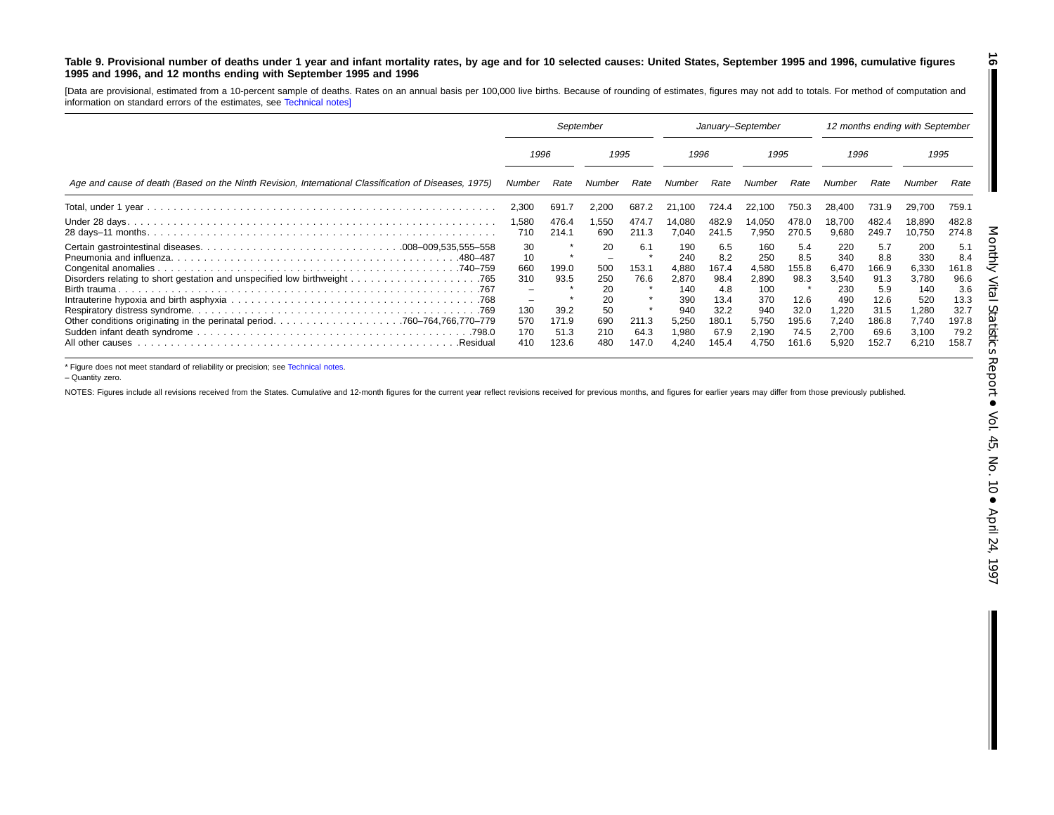**Table 9. Provisional number of deaths under 1 year and infant mortality rates, by age and for 10 selected causes: United States, September 1995 and 1996, cumulative figures 1995 and 1996, and 12 months ending with September 1995 and 1996**

[Data are provisional, estimated from a 10-percent sample of deaths. Rates on an annual basis per 100,000 live births. Because of rounding of estimates, figures may not add to totals. For method of computation and information on standard errors of the estimates, see Technical notes]

| Age and cause of death (Based on the Ninth Revision, International Classification of Diseases, 1975) | *September* | | | | *January–September* | | | | *12 months ending with September* | | | |
|---|---|---|---|---|---|---|---|---|---|---|---|---|
| | *1996* | | *1995* | | *1996* | | *1995* | | *1996* | | *1995* | |
| | *Number* | *Rate* | *Number* | *Rate* | *Number* | *Rate* | *Number* | *Rate* | *Number* | *Rate* | *Number* | *Rate* |
| Total, under 1 year | 2,300 | 691.7 | 2,200 | 687.2 | 21,100 | 724.4 | 22,100 | 750.3 | 28,400 | 731.9 | 29,700 | 759.1 |
| Under 28 days | 1,580 | 476.4 | 1,550 | 474.7 | 14,080 | 482.9 | 14,050 | 478.0 | 18,700 | 482.4 | 18,890 | 482.8 |
| 28 days–11 months | 710 | 214.1 | 690 | 211.3 | 7,040 | 241.5 | 7,950 | 270.5 | 9,680 | 249.7 | 10,750 | 274.8 |
| Certain gastrointestinal diseases .008–009,535,555–558 | 30 | * | 20 | 6.1 | 190 | 6.5 | 160 | 5.4 | 220 | 5.7 | 200 | 5.1 |
| Pneumonia and influenza .480–487 | 10 | * | – | * | 240 | 8.2 | 250 | 8.5 | 340 | 8.8 | 330 | 8.4 |
| Congenital anomalies .740–759 | 660 | 199.0 | 500 | 153.1 | 4,880 | 167.4 | 4,580 | 155.8 | 6,470 | 166.9 | 6,330 | 161.8 |
| Disorders relating to short gestation and unspecified low birthweight .765 | 310 | 93.5 | 250 | 76.6 | 2,870 | 98.4 | 2,890 | 98.3 | 3,540 | 91.3 | 3,780 | 96.6 |
| Birth trauma .767 | – | * | 20 | * | 140 | 4.8 | 100 | * | 230 | 5.9 | 140 | 3.6 |
| Intrauterine hypoxia and birth asphyxia .768 | – | * | 20 | * | 390 | 13.4 | 370 | 12.6 | 490 | 12.6 | 520 | 13.3 |
| Respiratory distress syndrome .769 | 130 | 39.2 | 50 | * | 940 | 32.2 | 940 | 32.0 | 1,220 | 31.5 | 1,280 | 32.7 |
| Other conditions originating in the perinatal period .760–764,766,770–779 | 570 | 171.9 | 690 | 211.3 | 5,250 | 180.1 | 5,750 | 195.6 | 7,240 | 186.8 | 7,740 | 197.8 |
| Sudden infant death syndrome .798.0 | 170 | 51.3 | 210 | 64.3 | 1,980 | 67.9 | 2,190 | 74.5 | 2,700 | 69.6 | 3,100 | 79.2 |
| All other causes .Residual | 410 | 123.6 | 480 | 147.0 | 4,240 | 145.4 | 4,750 | 161.6 | 5,920 | 152.7 | 6,210 | 158.7 |

* Figure does not meet standard of reliability or precision; see Technical notes.

– Quantity zero.

NOTES: Figures include all revisions received from the States. Cumulative and 12-month figures for the current year reflect revisions received for previous months, and figures for earlier years may differ from those previously published.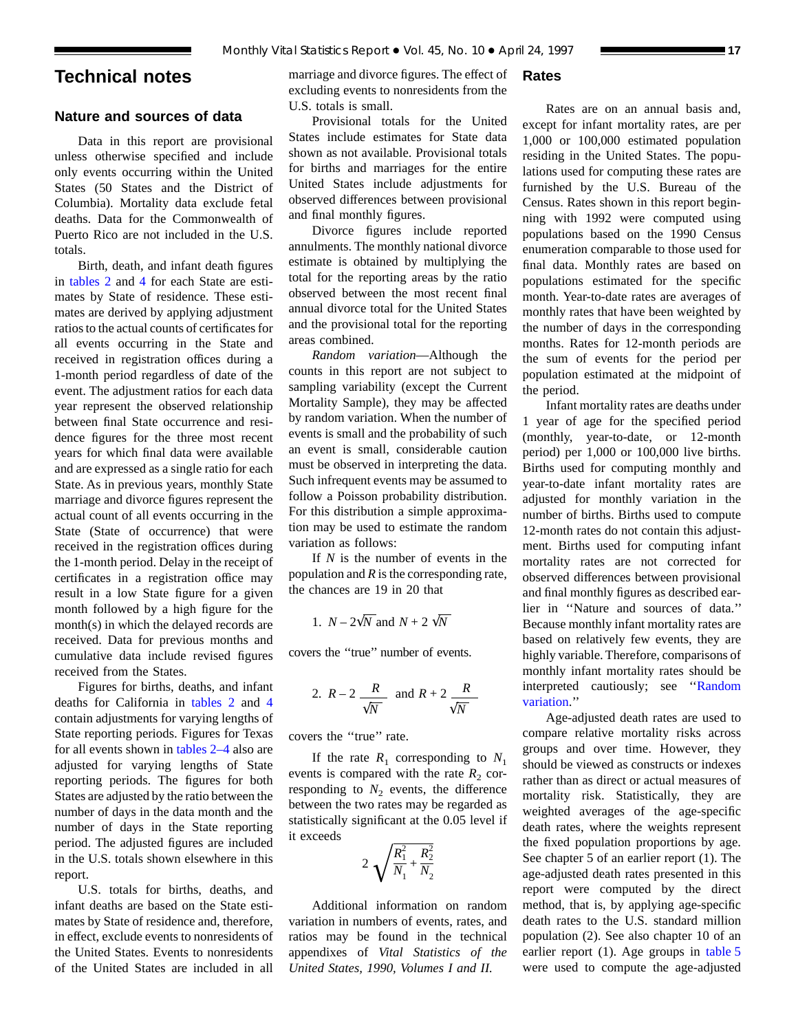# Technical notes

## Nature and sources of data

Data in this report are provisional unless otherwise specified and include only events occurring within the United States (50 States and the District of Columbia). Mortality data exclude fetal deaths. Data for the Commonwealth of Puerto Rico are not included in the U.S. totals.

Birth, death, and infant death figures in tables 2 and 4 for each State are estimates by State of residence. These estimates are derived by applying adjustment ratios to the actual counts of certificates for all events occurring in the State and received in registration offices during a 1-month period regardless of date of the event. The adjustment ratios for each data year represent the observed relationship between final State occurrence and residence figures for the three most recent years for which final data were available and are expressed as a single ratio for each State. As in previous years, monthly State marriage and divorce figures represent the actual count of all events occurring in the State (State of occurrence) that were received in the registration offices during the 1-month period. Delay in the receipt of certificates in a registration office may result in a low State figure for a given month followed by a high figure for the month(s) in which the delayed records are received. Data for previous months and cumulative data include revised figures received from the States.

Figures for births, deaths, and infant deaths for California in tables 2 and 4 contain adjustments for varying lengths of State reporting periods. Figures for Texas for all events shown in tables 2–4 also are adjusted for varying lengths of State reporting periods. The figures for both States are adjusted by the ratio between the number of days in the data month and the number of days in the State reporting period. The adjusted figures are included in the U.S. totals shown elsewhere in this report.

U.S. totals for births, deaths, and infant deaths are based on the State estimates by State of residence and, therefore, in effect, exclude events to nonresidents of the United States. Events to nonresidents of the United States are included in all marriage and divorce figures. The effect of excluding events to nonresidents from the U.S. totals is small.

Provisional totals for the United States include estimates for State data shown as not available. Provisional totals for births and marriages for the entire United States include adjustments for observed differences between provisional and final monthly figures.

Divorce figures include reported annulments. The monthly national divorce estimate is obtained by multiplying the total for the reporting areas by the ratio observed between the most recent final annual divorce total for the United States and the provisional total for the reporting areas combined.

*Random variation*—Although the counts in this report are not subject to sampling variability (except the Current Mortality Sample), they may be affected by random variation. When the number of events is small and the probability of such an event is small, considerable caution must be observed in interpreting the data. Such infrequent events may be assumed to follow a Poisson probability distribution. For this distribution a simple approximation may be used to estimate the random variation as follows:

If $N$ is the number of events in the population and $R$ is the corresponding rate, the chances are 19 in 20 that

1. $N - 2\sqrt{N}$ and $N + 2\sqrt{N}$

covers the ''true'' number of events.

2. $R - 2\dfrac{R}{\sqrt{N}}$ and $R + 2\dfrac{R}{\sqrt{N}}$

covers the ''true'' rate.

If the rate $R_1$ corresponding to $N_1$ events is compared with the rate $R_2$ corresponding to $N_2$ events, the difference between the two rates may be regarded as statistically significant at the 0.05 level if it exceeds

$$2\sqrt{\frac{R_1^2}{N_1} + \frac{R_2^2}{N_2}}$$

Additional information on random variation in numbers of events, rates, and ratios may be found in the technical appendixes of *Vital Statistics of the United States, 1990, Volumes I and II.*

## Rates

Rates are on an annual basis and, except for infant mortality rates, are per 1,000 or 100,000 estimated population residing in the United States. The populations used for computing these rates are furnished by the U.S. Bureau of the Census. Rates shown in this report beginning with 1992 were computed using populations based on the 1990 Census enumeration comparable to those used for final data. Monthly rates are based on populations estimated for the specific month. Year-to-date rates are averages of monthly rates that have been weighted by the number of days in the corresponding months. Rates for 12-month periods are the sum of events for the period per population estimated at the midpoint of the period.

Infant mortality rates are deaths under 1 year of age for the specified period (monthly, year-to-date, or 12-month period) per 1,000 or 100,000 live births. Births used for computing monthly and year-to-date infant mortality rates are adjusted for monthly variation in the number of births. Births used to compute 12-month rates do not contain this adjustment. Births used for computing infant mortality rates are not corrected for observed differences between provisional and final monthly figures as described earlier in ''Nature and sources of data.'' Because monthly infant mortality rates are based on relatively few events, they are highly variable. Therefore, comparisons of monthly infant mortality rates should be interpreted cautiously; see ''Random variation.''

Age-adjusted death rates are used to compare relative mortality risks across groups and over time. However, they should be viewed as constructs or indexes rather than as direct or actual measures of mortality risk. Statistically, they are weighted averages of the age-specific death rates, where the weights represent the fixed population proportions by age. See chapter 5 of an earlier report (1). The age-adjusted death rates presented in this report were computed by the direct method, that is, by applying age-specific death rates to the U.S. standard million population (2). See also chapter 10 of an earlier report (1). Age groups in table 5 were used to compute the age-adjusted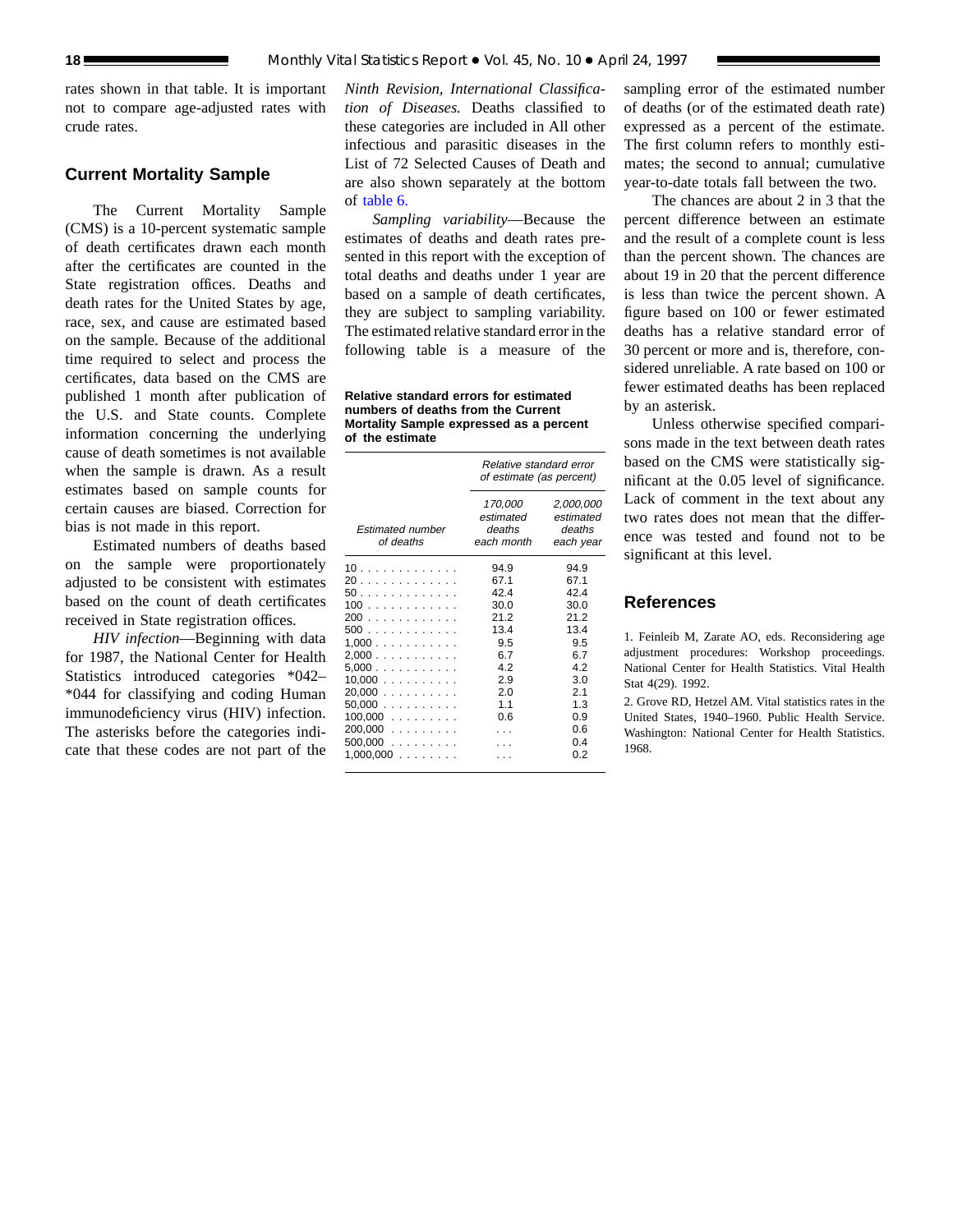rates shown in that table. It is important not to compare age-adjusted rates with crude rates.

## Current Mortality Sample

The Current Mortality Sample (CMS) is a 10-percent systematic sample of death certificates drawn each month after the certificates are counted in the State registration offices. Deaths and death rates for the United States by age, race, sex, and cause are estimated based on the sample. Because of the additional time required to select and process the certificates, data based on the CMS are published 1 month after publication of the U.S. and State counts. Complete information concerning the underlying cause of death sometimes is not available when the sample is drawn. As a result estimates based on sample counts for certain causes are biased. Correction for bias is not made in this report.

Estimated numbers of deaths based on the sample were proportionately adjusted to be consistent with estimates based on the count of death certificates received in State registration offices.

*HIV infection*—Beginning with data for 1987, the National Center for Health Statistics introduced categories *042–*044 for classifying and coding Human immunodeficiency virus (HIV) infection. The asterisks before the categories indicate that these codes are not part of the *Ninth Revision, International Classification of Diseases.* Deaths classified to these categories are included in All other infectious and parasitic diseases in the List of 72 Selected Causes of Death and are also shown separately at the bottom of table 6.

*Sampling variability*—Because the estimates of deaths and death rates presented in this report with the exception of total deaths and deaths under 1 year are based on a sample of death certificates, they are subject to sampling variability. The estimated relative standard error in the following table is a measure of the sampling error of the estimated number of deaths (or of the estimated death rate) expressed as a percent of the estimate. The first column refers to monthly estimates; the second to annual; cumulative year-to-date totals fall between the two.

**Relative standard errors for estimated numbers of deaths from the Current Mortality Sample expressed as a percent of the estimate**

| *Estimated number of deaths* | *Relative standard error of estimate (as percent)* | |
|---|---|---|
| | *170,000 estimated deaths each month* | *2,000,000 estimated deaths each year* |
| 10 | 94.9 | 94.9 |
| 20 | 67.1 | 67.1 |
| 50 | 42.4 | 42.4 |
| 100 | 30.0 | 30.0 |
| 200 | 21.2 | 21.2 |
| 500 | 13.4 | 13.4 |
| 1,000 | 9.5 | 9.5 |
| 2,000 | 6.7 | 6.7 |
| 5,000 | 4.2 | 4.2 |
| 10,000 | 2.9 | 3.0 |
| 20,000 | 2.0 | 2.1 |
| 50,000 | 1.1 | 1.3 |
| 100,000 | 0.6 | 0.9 |
| 200,000 | . . . | 0.6 |
| 500,000 | . . . | 0.4 |
| 1,000,000 | . . . | 0.2 |

The chances are about 2 in 3 that the percent difference between an estimate and the result of a complete count is less than the percent shown. The chances are about 19 in 20 that the percent difference is less than twice the percent shown. A figure based on 100 or fewer estimated deaths has a relative standard error of 30 percent or more and is, therefore, considered unreliable. A rate based on 100 or fewer estimated deaths has been replaced by an asterisk.

Unless otherwise specified comparisons made in the text between death rates based on the CMS were statistically significant at the 0.05 level of significance. Lack of comment in the text about any two rates does not mean that the difference was tested and found not to be significant at this level.

## References

1. Feinleib M, Zarate AO, eds. Reconsidering age adjustment procedures: Workshop proceedings. National Center for Health Statistics. Vital Health Stat 4(29). 1992.

2. Grove RD, Hetzel AM. Vital statistics rates in the United States, 1940–1960. Public Health Service. Washington: National Center for Health Statistics. 1968.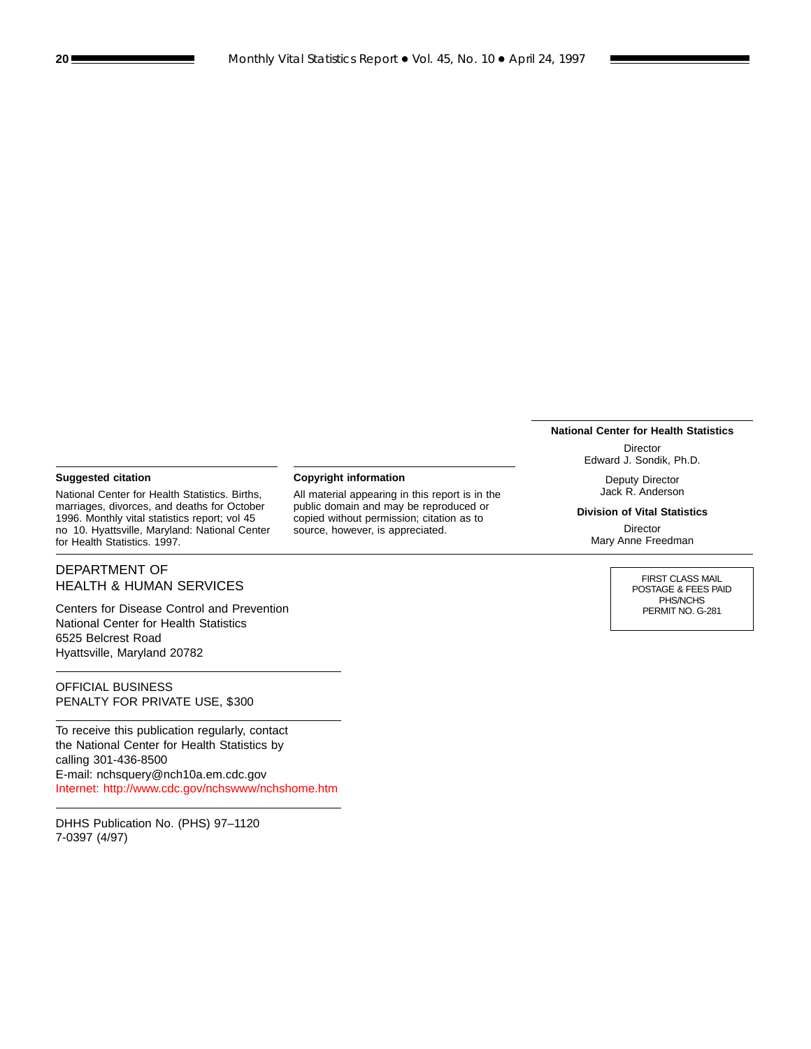**National Center for Health Statistics**

Director
Edward J. Sondik, Ph.D.

Deputy Director
Jack R. Anderson

**Division of Vital Statistics**

Director
Mary Anne Freedman

**Suggested citation**

National Center for Health Statistics. Births, marriages, divorces, and deaths for October 1996. Monthly vital statistics report; vol 45 no 10. Hyattsville, Maryland: National Center for Health Statistics. 1997.

**Copyright information**

All material appearing in this report is in the public domain and may be reproduced or copied without permission; citation as to source, however, is appreciated.

DEPARTMENT OF
HEALTH & HUMAN SERVICES

Centers for Disease Control and Prevention
National Center for Health Statistics
6525 Belcrest Road
Hyattsville, Maryland 20782

OFFICIAL BUSINESS
PENALTY FOR PRIVATE USE, $300

FIRST CLASS MAIL
POSTAGE & FEES PAID
PHS/NCHS
PERMIT NO. G-281

To receive this publication regularly, contact the National Center for Health Statistics by calling 301-436-8500
E-mail: nchsquery@nch10a.em.cdc.gov
Internet: http://www.cdc.gov/nchswww/nchshome.htm

DHHS Publication No. (PHS) 97–1120
7-0397 (4/97)